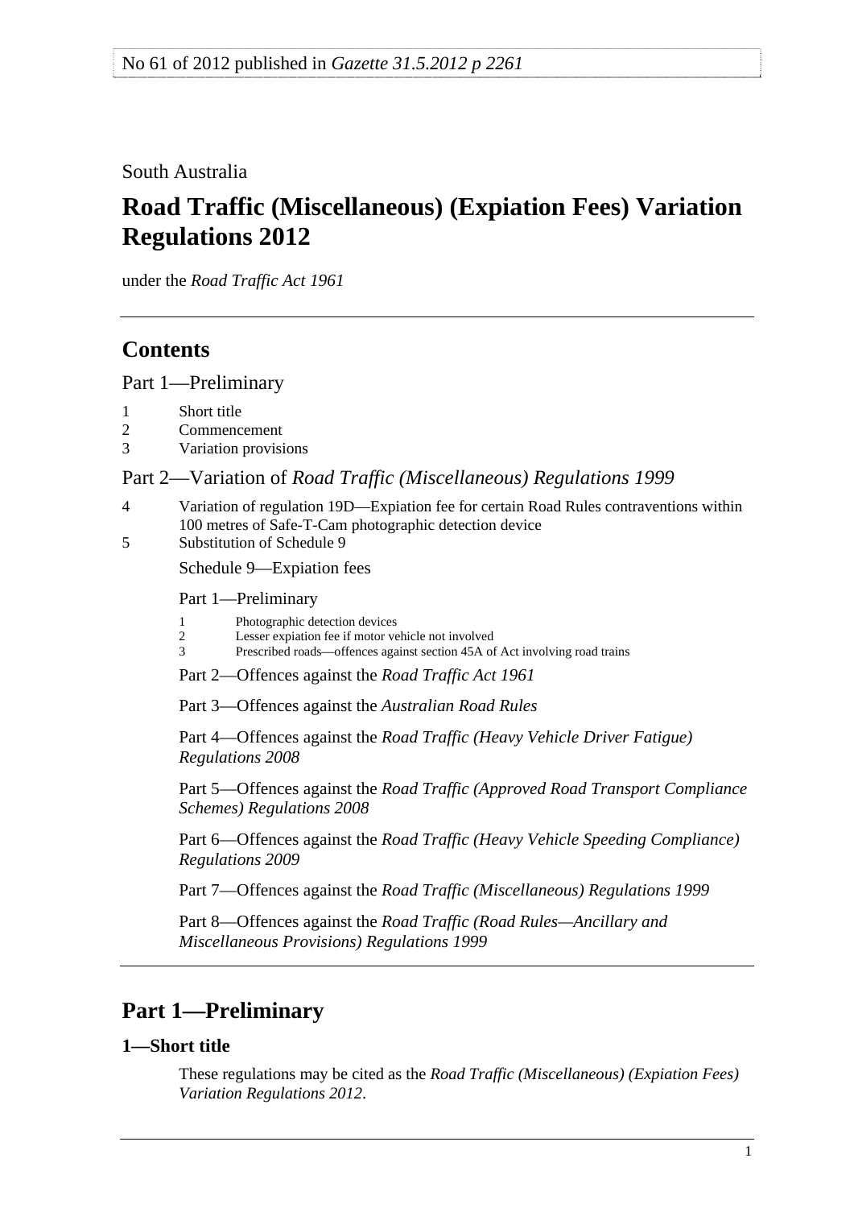No 61 of 2012 published in *Gazette 31.5.2012 p 2261*

South Australia

# Road Traffic (Miscellaneous) (Expiation Fees) Variation Regulations 2012

under the *Road Traffic Act 1961*

## Contents

Part 1—Preliminary

1 Short title
2 Commencement
3 Variation provisions

Part 2—Variation of *Road Traffic (Miscellaneous) Regulations 1999*

4 Variation of regulation 19D—Expiation fee for certain Road Rules contraventions within 100 metres of Safe-T-Cam photographic detection device
5 Substitution of Schedule 9

Schedule 9—Expiation fees

Part 1—Preliminary

1 Photographic detection devices
2 Lesser expiation fee if motor vehicle not involved
3 Prescribed roads—offences against section 45A of Act involving road trains

Part 2—Offences against the *Road Traffic Act 1961*

Part 3—Offences against the *Australian Road Rules*

Part 4—Offences against the *Road Traffic (Heavy Vehicle Driver Fatigue) Regulations 2008*

Part 5—Offences against the *Road Traffic (Approved Road Transport Compliance Schemes) Regulations 2008*

Part 6—Offences against the *Road Traffic (Heavy Vehicle Speeding Compliance) Regulations 2009*

Part 7—Offences against the *Road Traffic (Miscellaneous) Regulations 1999*

Part 8—Offences against the *Road Traffic (Road Rules—Ancillary and Miscellaneous Provisions) Regulations 1999*

## Part 1—Preliminary

### 1—Short title

These regulations may be cited as the *Road Traffic (Miscellaneous) (Expiation Fees) Variation Regulations 2012*.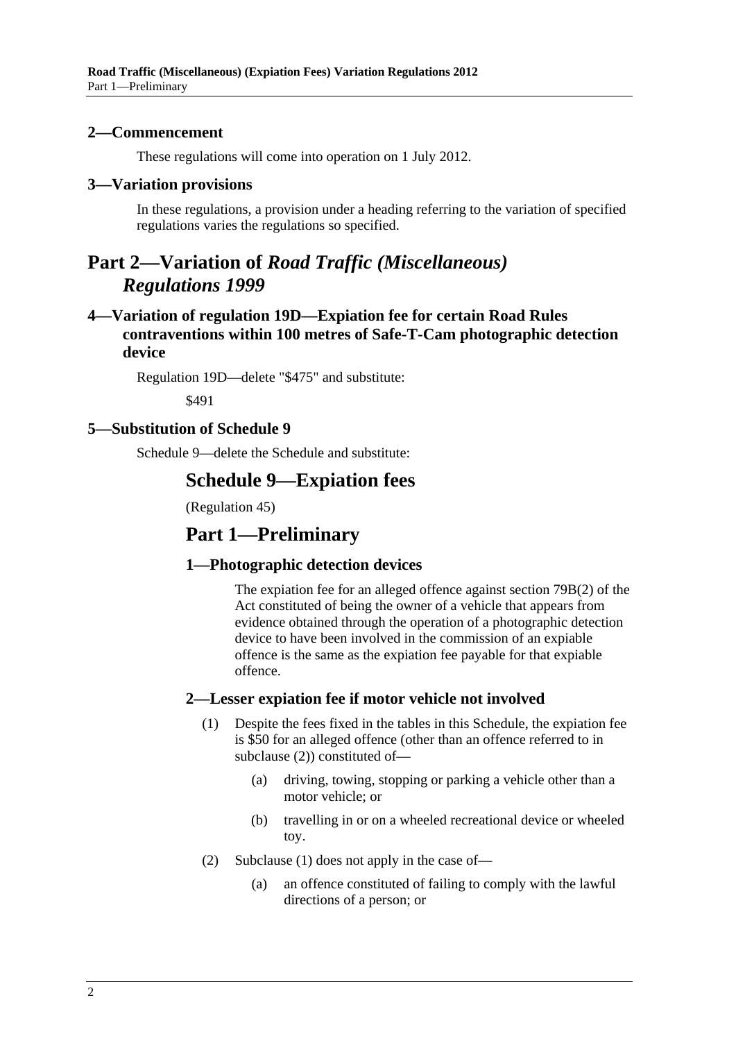## 2—Commencement

These regulations will come into operation on 1 July 2012.

## 3—Variation provisions

In these regulations, a provision under a heading referring to the variation of specified regulations varies the regulations so specified.

# Part 2—Variation of *Road Traffic (Miscellaneous) Regulations 1999*

## 4—Variation of regulation 19D—Expiation fee for certain Road Rules contraventions within 100 metres of Safe-T-Cam photographic detection device

Regulation 19D—delete "$475" and substitute:

$491

## 5—Substitution of Schedule 9

Schedule 9—delete the Schedule and substitute:

# Schedule 9—Expiation fees

(Regulation 45)

# Part 1—Preliminary

## 1—Photographic detection devices

The expiation fee for an alleged offence against section 79B(2) of the Act constituted of being the owner of a vehicle that appears from evidence obtained through the operation of a photographic detection device to have been involved in the commission of an expiable offence is the same as the expiation fee payable for that expiable offence.

## 2—Lesser expiation fee if motor vehicle not involved

(1) Despite the fees fixed in the tables in this Schedule, the expiation fee is $50 for an alleged offence (other than an offence referred to in subclause (2)) constituted of—

(a) driving, towing, stopping or parking a vehicle other than a motor vehicle; or

(b) travelling in or on a wheeled recreational device or wheeled toy.

(2) Subclause (1) does not apply in the case of—

(a) an offence constituted of failing to comply with the lawful directions of a person; or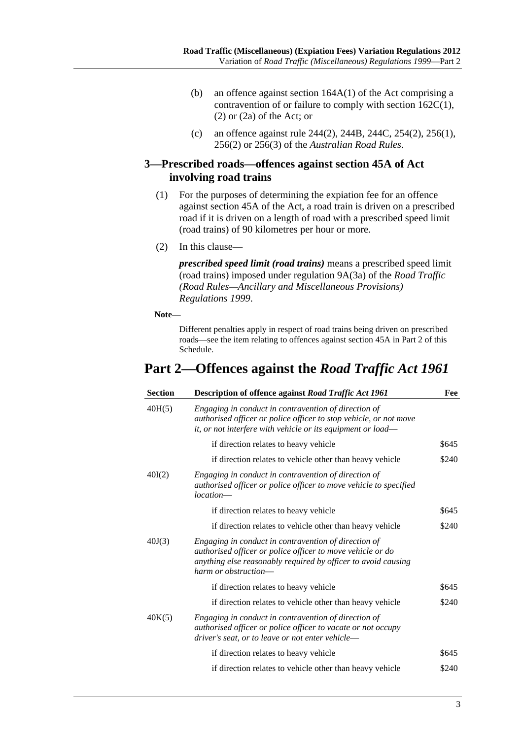(b) an offence against section 164A(1) of the Act comprising a contravention of or failure to comply with section 162C(1), (2) or (2a) of the Act; or

(c) an offence against rule 244(2), 244B, 244C, 254(2), 256(1), 256(2) or 256(3) of the *Australian Road Rules*.

### 3—Prescribed roads—offences against section 45A of Act involving road trains

(1) For the purposes of determining the expiation fee for an offence against section 45A of the Act, a road train is driven on a prescribed road if it is driven on a length of road with a prescribed speed limit (road trains) of 90 kilometres per hour or more.

(2) In this clause—

***prescribed speed limit (road trains)*** means a prescribed speed limit (road trains) imposed under regulation 9A(3a) of the *Road Traffic (Road Rules—Ancillary and Miscellaneous Provisions) Regulations 1999*.

**Note—**

Different penalties apply in respect of road trains being driven on prescribed roads—see the item relating to offences against section 45A in Part 2 of this Schedule.

## Part 2—Offences against the *Road Traffic Act 1961*

| Section | Description of offence against *Road Traffic Act 1961* | Fee |
|---|---|---|
| 40H(5) | *Engaging in conduct in contravention of direction of authorised officer or police officer to stop vehicle, or not move it, or not interfere with vehicle or its equipment or load—* | |
| | if direction relates to heavy vehicle | $645 |
| | if direction relates to vehicle other than heavy vehicle | $240 |
| 40I(2) | *Engaging in conduct in contravention of direction of authorised officer or police officer to move vehicle to specified location—* | |
| | if direction relates to heavy vehicle | $645 |
| | if direction relates to vehicle other than heavy vehicle | $240 |
| 40J(3) | *Engaging in conduct in contravention of direction of authorised officer or police officer to move vehicle or do anything else reasonably required by officer to avoid causing harm or obstruction—* | |
| | if direction relates to heavy vehicle | $645 |
| | if direction relates to vehicle other than heavy vehicle | $240 |
| 40K(5) | *Engaging in conduct in contravention of direction of authorised officer or police officer to vacate or not occupy driver's seat, or to leave or not enter vehicle—* | |
| | if direction relates to heavy vehicle | $645 |
| | if direction relates to vehicle other than heavy vehicle | $240 |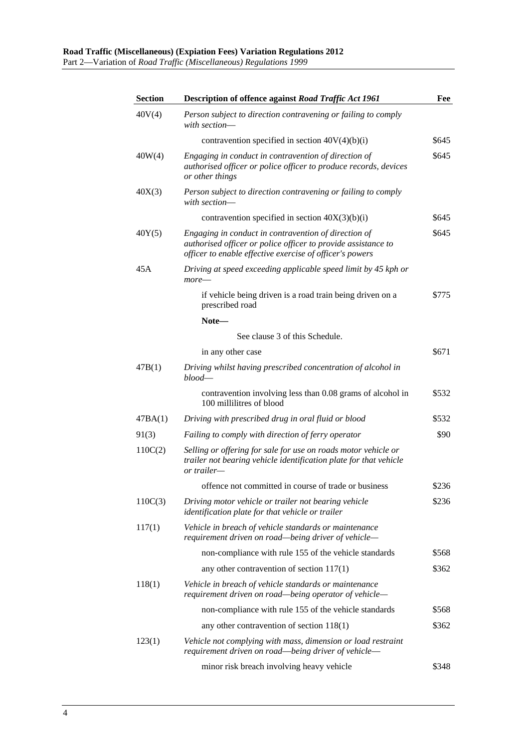| Section | Description of offence against *Road Traffic Act 1961* | Fee |
|---|---|---|
| 40V(4) | *Person subject to direction contravening or failing to comply with section—* | |
| | contravention specified in section 40V(4)(b)(i) | $645 |
| 40W(4) | *Engaging in conduct in contravention of direction of authorised officer or police officer to produce records, devices or other things* | $645 |
| 40X(3) | *Person subject to direction contravening or failing to comply with section—* | |
| | contravention specified in section 40X(3)(b)(i) | $645 |
| 40Y(5) | *Engaging in conduct in contravention of direction of authorised officer or police officer to provide assistance to officer to enable effective exercise of officer's powers* | $645 |
| 45A | *Driving at speed exceeding applicable speed limit by 45 kph or more—* | |
| | if vehicle being driven is a road train being driven on a prescribed road | $775 |
| | **Note—** | |
| | See clause 3 of this Schedule. | |
| | in any other case | $671 |
| 47B(1) | *Driving whilst having prescribed concentration of alcohol in blood—* | |
| | contravention involving less than 0.08 grams of alcohol in 100 millilitres of blood | $532 |
| 47BA(1) | *Driving with prescribed drug in oral fluid or blood* | $532 |
| 91(3) | *Failing to comply with direction of ferry operator* | $90 |
| 110C(2) | *Selling or offering for sale for use on roads motor vehicle or trailer not bearing vehicle identification plate for that vehicle or trailer—* | |
| | offence not committed in course of trade or business | $236 |
| 110C(3) | *Driving motor vehicle or trailer not bearing vehicle identification plate for that vehicle or trailer* | $236 |
| 117(1) | *Vehicle in breach of vehicle standards or maintenance requirement driven on road—being driver of vehicle—* | |
| | non-compliance with rule 155 of the vehicle standards | $568 |
| | any other contravention of section 117(1) | $362 |
| 118(1) | *Vehicle in breach of vehicle standards or maintenance requirement driven on road—being operator of vehicle—* | |
| | non-compliance with rule 155 of the vehicle standards | $568 |
| | any other contravention of section 118(1) | $362 |
| 123(1) | *Vehicle not complying with mass, dimension or load restraint requirement driven on road—being driver of vehicle—* | |
| | minor risk breach involving heavy vehicle | $348 |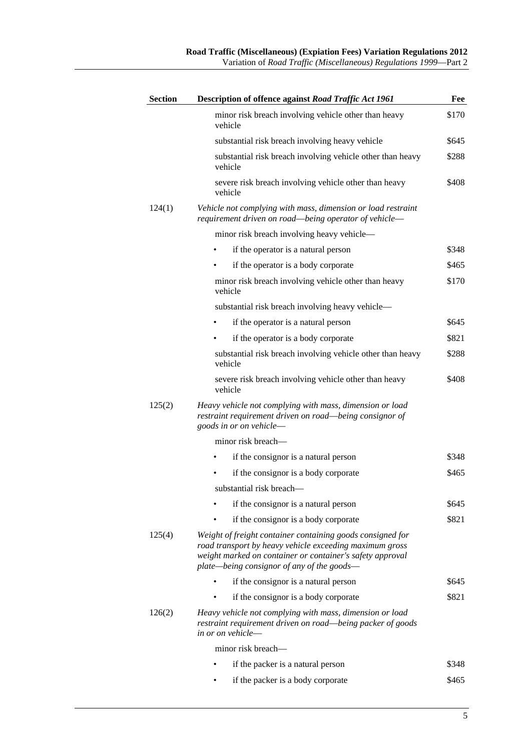| Section | Description of offence against *Road Traffic Act 1961* | Fee |
|---|---|---|
| | minor risk breach involving vehicle other than heavy vehicle | $170 |
| | substantial risk breach involving heavy vehicle | $645 |
| | substantial risk breach involving vehicle other than heavy vehicle | $288 |
| | severe risk breach involving vehicle other than heavy vehicle | $408 |
| 124(1) | *Vehicle not complying with mass, dimension or load restraint requirement driven on road—being operator of vehicle—* | |
| | minor risk breach involving heavy vehicle— | |
| | • if the operator is a natural person | $348 |
| | • if the operator is a body corporate | $465 |
| | minor risk breach involving vehicle other than heavy vehicle | $170 |
| | substantial risk breach involving heavy vehicle— | |
| | • if the operator is a natural person | $645 |
| | • if the operator is a body corporate | $821 |
| | substantial risk breach involving vehicle other than heavy vehicle | $288 |
| | severe risk breach involving vehicle other than heavy vehicle | $408 |
| 125(2) | *Heavy vehicle not complying with mass, dimension or load restraint requirement driven on road—being consignor of goods in or on vehicle—* | |
| | minor risk breach— | |
| | • if the consignor is a natural person | $348 |
| | • if the consignor is a body corporate | $465 |
| | substantial risk breach— | |
| | • if the consignor is a natural person | $645 |
| | • if the consignor is a body corporate | $821 |
| 125(4) | *Weight of freight container containing goods consigned for road transport by heavy vehicle exceeding maximum gross weight marked on container or container's safety approval plate—being consignor of any of the goods—* | |
| | • if the consignor is a natural person | $645 |
| | • if the consignor is a body corporate | $821 |
| 126(2) | *Heavy vehicle not complying with mass, dimension or load restraint requirement driven on road—being packer of goods in or on vehicle—* | |
| | minor risk breach— | |
| | • if the packer is a natural person | $348 |
| | • if the packer is a body corporate | $465 |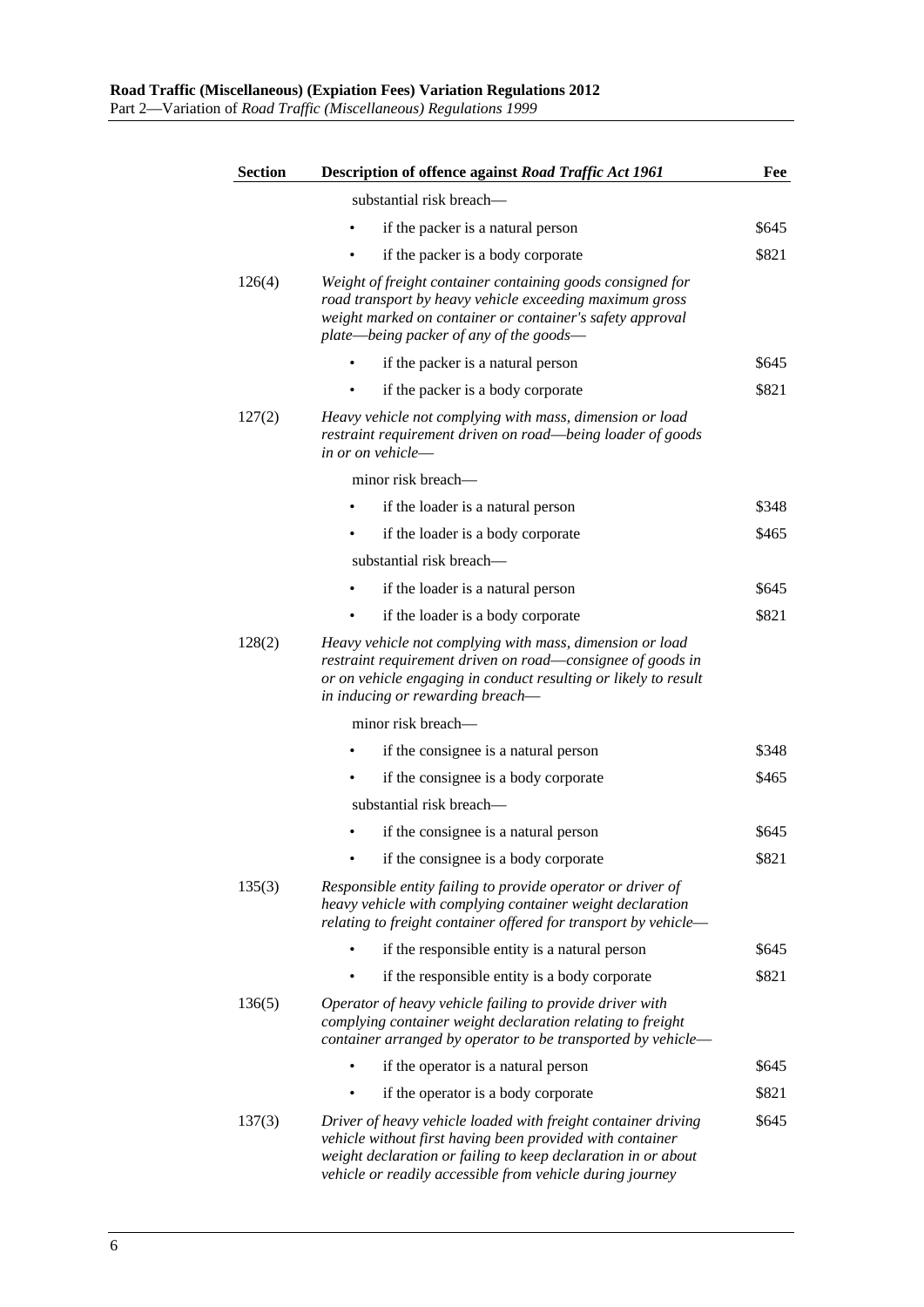| Section | Description of offence against *Road Traffic Act 1961* | Fee |
|---|---|---|
| | substantial risk breach— | |
| | • if the packer is a natural person | $645 |
| | • if the packer is a body corporate | $821 |
| 126(4) | *Weight of freight container containing goods consigned for road transport by heavy vehicle exceeding maximum gross weight marked on container or container's safety approval plate—being packer of any of the goods—* | |
| | • if the packer is a natural person | $645 |
| | • if the packer is a body corporate | $821 |
| 127(2) | *Heavy vehicle not complying with mass, dimension or load restraint requirement driven on road—being loader of goods in or on vehicle—* | |
| | minor risk breach— | |
| | • if the loader is a natural person | $348 |
| | • if the loader is a body corporate | $465 |
| | substantial risk breach— | |
| | • if the loader is a natural person | $645 |
| | • if the loader is a body corporate | $821 |
| 128(2) | *Heavy vehicle not complying with mass, dimension or load restraint requirement driven on road—consignee of goods in or on vehicle engaging in conduct resulting or likely to result in inducing or rewarding breach—* | |
| | minor risk breach— | |
| | • if the consignee is a natural person | $348 |
| | • if the consignee is a body corporate | $465 |
| | substantial risk breach— | |
| | • if the consignee is a natural person | $645 |
| | • if the consignee is a body corporate | $821 |
| 135(3) | *Responsible entity failing to provide operator or driver of heavy vehicle with complying container weight declaration relating to freight container offered for transport by vehicle—* | |
| | • if the responsible entity is a natural person | $645 |
| | • if the responsible entity is a body corporate | $821 |
| 136(5) | *Operator of heavy vehicle failing to provide driver with complying container weight declaration relating to freight container arranged by operator to be transported by vehicle—* | |
| | • if the operator is a natural person | $645 |
| | • if the operator is a body corporate | $821 |
| 137(3) | *Driver of heavy vehicle loaded with freight container driving vehicle without first having been provided with container weight declaration or failing to keep declaration in or about vehicle or readily accessible from vehicle during journey* | $645 |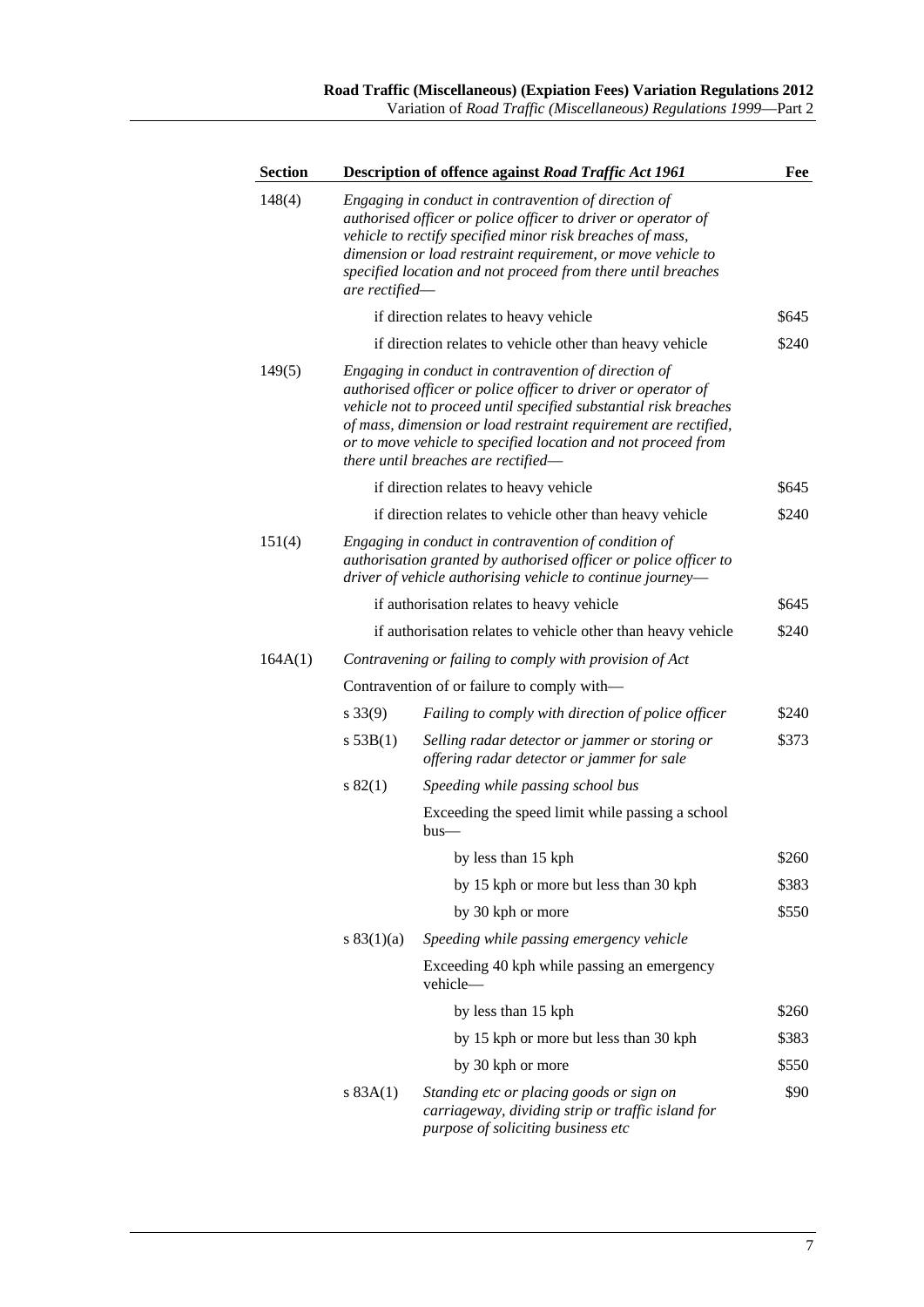| Section | Description of offence against *Road Traffic Act 1961* | | Fee |
|---|---|---|---|
| 148(4) | *Engaging in conduct in contravention of direction of authorised officer or police officer to driver or operator of vehicle to rectify specified minor risk breaches of mass, dimension or load restraint requirement, or move vehicle to specified location and not proceed from there until breaches are rectified*— | | |
| | if direction relates to heavy vehicle | | $645 |
| | if direction relates to vehicle other than heavy vehicle | | $240 |
| 149(5) | *Engaging in conduct in contravention of direction of authorised officer or police officer to driver or operator of vehicle not to proceed until specified substantial risk breaches of mass, dimension or load restraint requirement are rectified, or to move vehicle to specified location and not proceed from there until breaches are rectified*— | | |
| | if direction relates to heavy vehicle | | $645 |
| | if direction relates to vehicle other than heavy vehicle | | $240 |
| 151(4) | *Engaging in conduct in contravention of condition of authorisation granted by authorised officer or police officer to driver of vehicle authorising vehicle to continue journey*— | | |
| | if authorisation relates to heavy vehicle | | $645 |
| | if authorisation relates to vehicle other than heavy vehicle | | $240 |
| 164A(1) | *Contravening or failing to comply with provision of Act* | | |
| | Contravention of or failure to comply with— | | |
| | s 33(9) | *Failing to comply with direction of police officer* | $240 |
| | s 53B(1) | *Selling radar detector or jammer or storing or offering radar detector or jammer for sale* | $373 |
| | s 82(1) | *Speeding while passing school bus* | |
| | | Exceeding the speed limit while passing a school bus— | |
| | | by less than 15 kph | $260 |
| | | by 15 kph or more but less than 30 kph | $383 |
| | | by 30 kph or more | $550 |
| | s 83(1)(a) | *Speeding while passing emergency vehicle* | |
| | | Exceeding 40 kph while passing an emergency vehicle— | |
| | | by less than 15 kph | $260 |
| | | by 15 kph or more but less than 30 kph | $383 |
| | | by 30 kph or more | $550 |
| | s 83A(1) | *Standing etc or placing goods or sign on carriageway, dividing strip or traffic island for purpose of soliciting business etc* | $90 |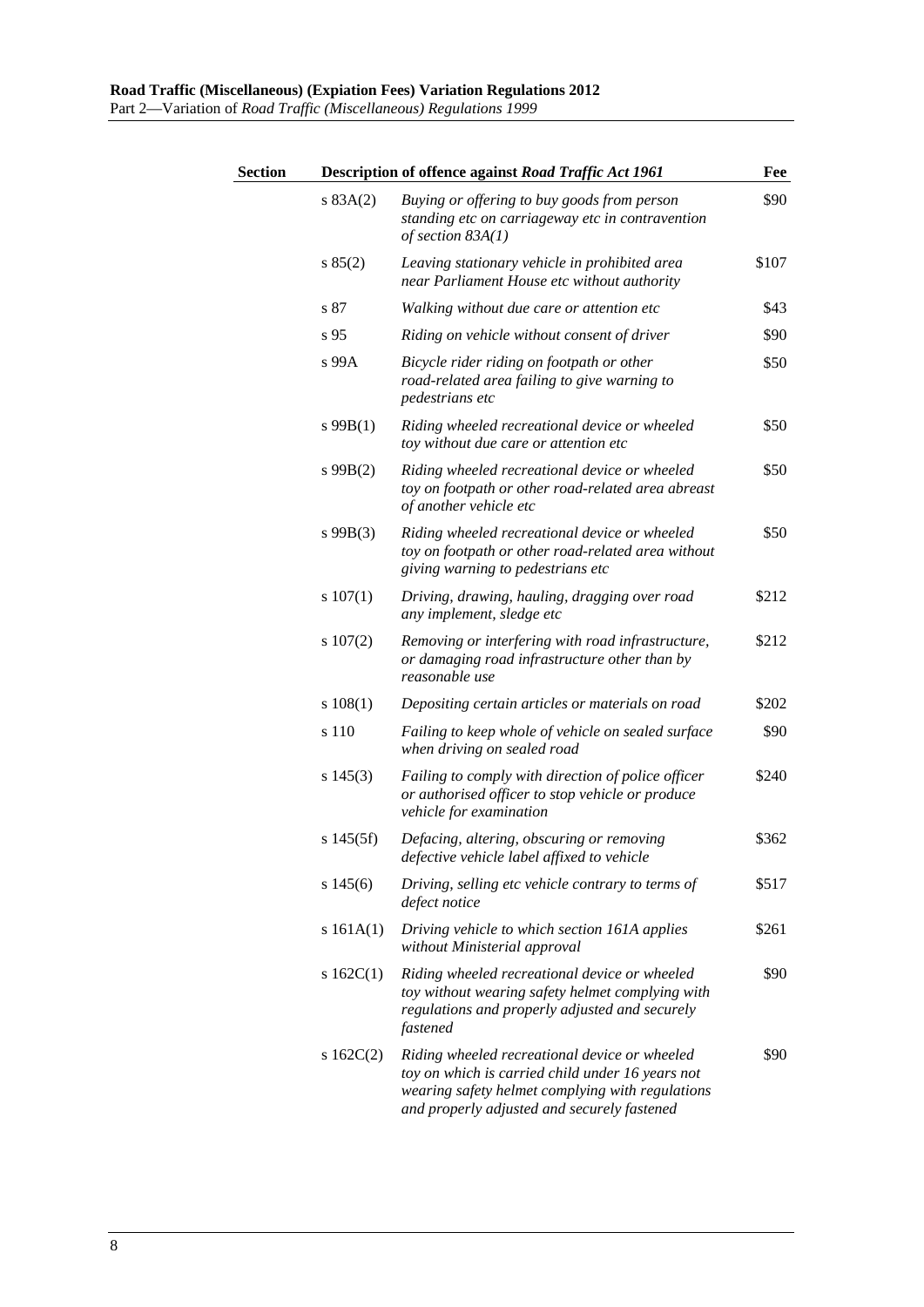| Section | Description of offence against *Road Traffic Act 1961* | | Fee |
|---|---|---|---|
| | s 83A(2) | *Buying or offering to buy goods from person standing etc on carriageway etc in contravention of section 83A(1)* | $90 |
| | s 85(2) | *Leaving stationary vehicle in prohibited area near Parliament House etc without authority* | $107 |
| | s 87 | *Walking without due care or attention etc* | $43 |
| | s 95 | *Riding on vehicle without consent of driver* | $90 |
| | s 99A | *Bicycle rider riding on footpath or other road-related area failing to give warning to pedestrians etc* | $50 |
| | s 99B(1) | *Riding wheeled recreational device or wheeled toy without due care or attention etc* | $50 |
| | s 99B(2) | *Riding wheeled recreational device or wheeled toy on footpath or other road-related area abreast of another vehicle etc* | $50 |
| | s 99B(3) | *Riding wheeled recreational device or wheeled toy on footpath or other road-related area without giving warning to pedestrians etc* | $50 |
| | s 107(1) | *Driving, drawing, hauling, dragging over road any implement, sledge etc* | $212 |
| | s 107(2) | *Removing or interfering with road infrastructure, or damaging road infrastructure other than by reasonable use* | $212 |
| | s 108(1) | *Depositing certain articles or materials on road* | $202 |
| | s 110 | *Failing to keep whole of vehicle on sealed surface when driving on sealed road* | $90 |
| | s 145(3) | *Failing to comply with direction of police officer or authorised officer to stop vehicle or produce vehicle for examination* | $240 |
| | s 145(5f) | *Defacing, altering, obscuring or removing defective vehicle label affixed to vehicle* | $362 |
| | s 145(6) | *Driving, selling etc vehicle contrary to terms of defect notice* | $517 |
| | s 161A(1) | *Driving vehicle to which section 161A applies without Ministerial approval* | $261 |
| | s 162C(1) | *Riding wheeled recreational device or wheeled toy without wearing safety helmet complying with regulations and properly adjusted and securely fastened* | $90 |
| | s 162C(2) | *Riding wheeled recreational device or wheeled toy on which is carried child under 16 years not wearing safety helmet complying with regulations and properly adjusted and securely fastened* | $90 |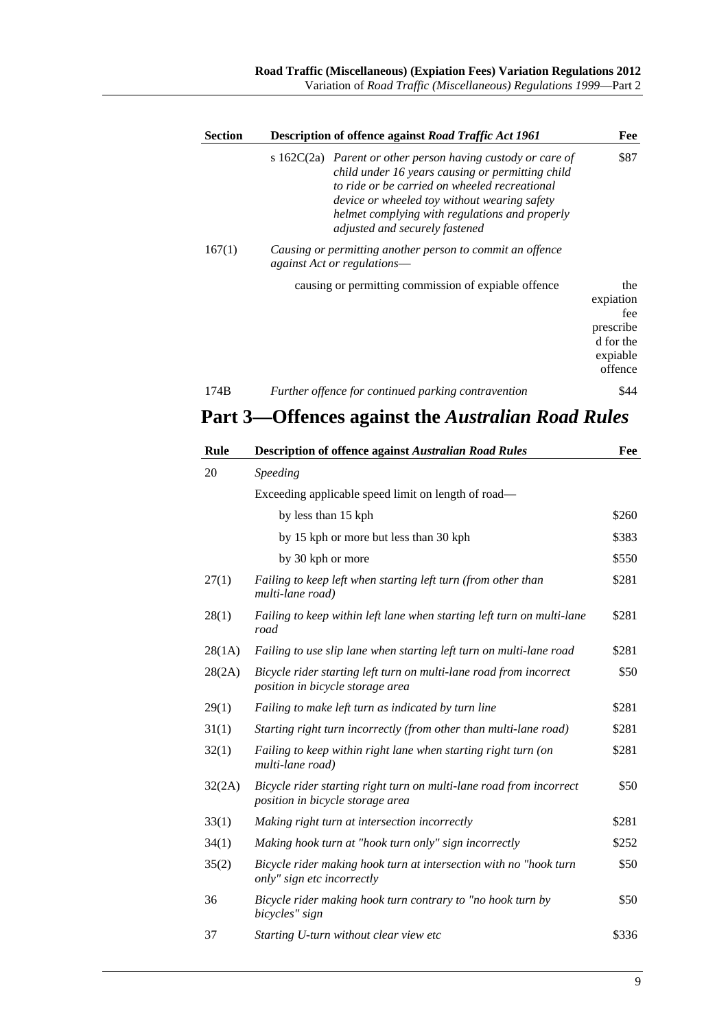| Section | Description of offence against *Road Traffic Act 1961* | Fee |
|---|---|---|
| | s 162C(2a) *Parent or other person having custody or care of child under 16 years causing or permitting child to ride or be carried on wheeled recreational device or wheeled toy without wearing safety helmet complying with regulations and properly adjusted and securely fastened* | \$87 |
| 167(1) | *Causing or permitting another person to commit an offence against Act or regulations*— | |
| | causing or permitting commission of expiable offence | the expiation fee prescribed for the expiable offence |
| 174B | *Further offence for continued parking contravention* | \$44 |

# Part 3—Offences against the *Australian Road Rules*

| Rule | Description of offence against *Australian Road Rules* | Fee |
|---|---|---|
| 20 | *Speeding* | |
| | Exceeding applicable speed limit on length of road— | |
| | by less than 15 kph | \$260 |
| | by 15 kph or more but less than 30 kph | \$383 |
| | by 30 kph or more | \$550 |
| 27(1) | *Failing to keep left when starting left turn (from other than multi-lane road)* | \$281 |
| 28(1) | *Failing to keep within left lane when starting left turn on multi-lane road* | \$281 |
| 28(1A) | *Failing to use slip lane when starting left turn on multi-lane road* | \$281 |
| 28(2A) | *Bicycle rider starting left turn on multi-lane road from incorrect position in bicycle storage area* | \$50 |
| 29(1) | *Failing to make left turn as indicated by turn line* | \$281 |
| 31(1) | *Starting right turn incorrectly (from other than multi-lane road)* | \$281 |
| 32(1) | *Failing to keep within right lane when starting right turn (on multi-lane road)* | \$281 |
| 32(2A) | *Bicycle rider starting right turn on multi-lane road from incorrect position in bicycle storage area* | \$50 |
| 33(1) | *Making right turn at intersection incorrectly* | \$281 |
| 34(1) | *Making hook turn at "hook turn only" sign incorrectly* | \$252 |
| 35(2) | *Bicycle rider making hook turn at intersection with no "hook turn only" sign etc incorrectly* | \$50 |
| 36 | *Bicycle rider making hook turn contrary to "no hook turn by bicycles" sign* | \$50 |
| 37 | *Starting U-turn without clear view etc* | \$336 |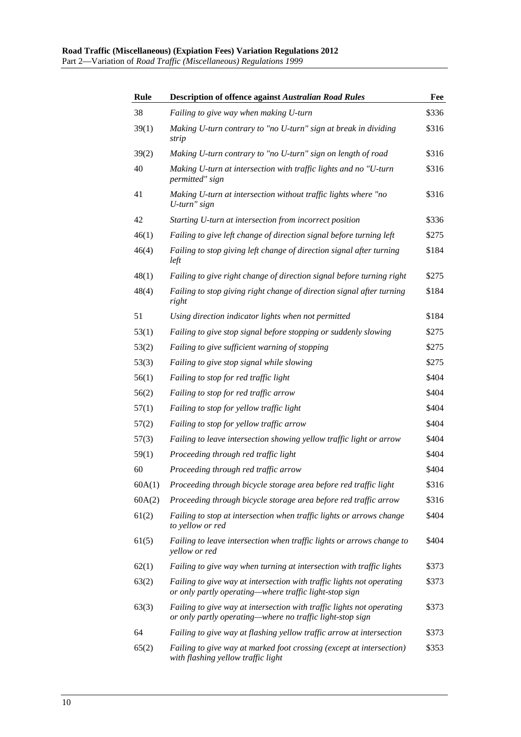| Rule | Description of offence against *Australian Road Rules* | Fee |
|---|---|---|
| 38 | *Failing to give way when making U-turn* | $336 |
| 39(1) | *Making U-turn contrary to "no U-turn" sign at break in dividing strip* | $316 |
| 39(2) | *Making U-turn contrary to "no U-turn" sign on length of road* | $316 |
| 40 | *Making U-turn at intersection with traffic lights and no "U-turn permitted" sign* | $316 |
| 41 | *Making U-turn at intersection without traffic lights where "no U-turn" sign* | $316 |
| 42 | *Starting U-turn at intersection from incorrect position* | $336 |
| 46(1) | *Failing to give left change of direction signal before turning left* | $275 |
| 46(4) | *Failing to stop giving left change of direction signal after turning left* | $184 |
| 48(1) | *Failing to give right change of direction signal before turning right* | $275 |
| 48(4) | *Failing to stop giving right change of direction signal after turning right* | $184 |
| 51 | *Using direction indicator lights when not permitted* | $184 |
| 53(1) | *Failing to give stop signal before stopping or suddenly slowing* | $275 |
| 53(2) | *Failing to give sufficient warning of stopping* | $275 |
| 53(3) | *Failing to give stop signal while slowing* | $275 |
| 56(1) | *Failing to stop for red traffic light* | $404 |
| 56(2) | *Failing to stop for red traffic arrow* | $404 |
| 57(1) | *Failing to stop for yellow traffic light* | $404 |
| 57(2) | *Failing to stop for yellow traffic arrow* | $404 |
| 57(3) | *Failing to leave intersection showing yellow traffic light or arrow* | $404 |
| 59(1) | *Proceeding through red traffic light* | $404 |
| 60 | *Proceeding through red traffic arrow* | $404 |
| 60A(1) | *Proceeding through bicycle storage area before red traffic light* | $316 |
| 60A(2) | *Proceeding through bicycle storage area before red traffic arrow* | $316 |
| 61(2) | *Failing to stop at intersection when traffic lights or arrows change to yellow or red* | $404 |
| 61(5) | *Failing to leave intersection when traffic lights or arrows change to yellow or red* | $404 |
| 62(1) | *Failing to give way when turning at intersection with traffic lights* | $373 |
| 63(2) | *Failing to give way at intersection with traffic lights not operating or only partly operating—where traffic light-stop sign* | $373 |
| 63(3) | *Failing to give way at intersection with traffic lights not operating or only partly operating—where no traffic light-stop sign* | $373 |
| 64 | *Failing to give way at flashing yellow traffic arrow at intersection* | $373 |
| 65(2) | *Failing to give way at marked foot crossing (except at intersection) with flashing yellow traffic light* | $353 |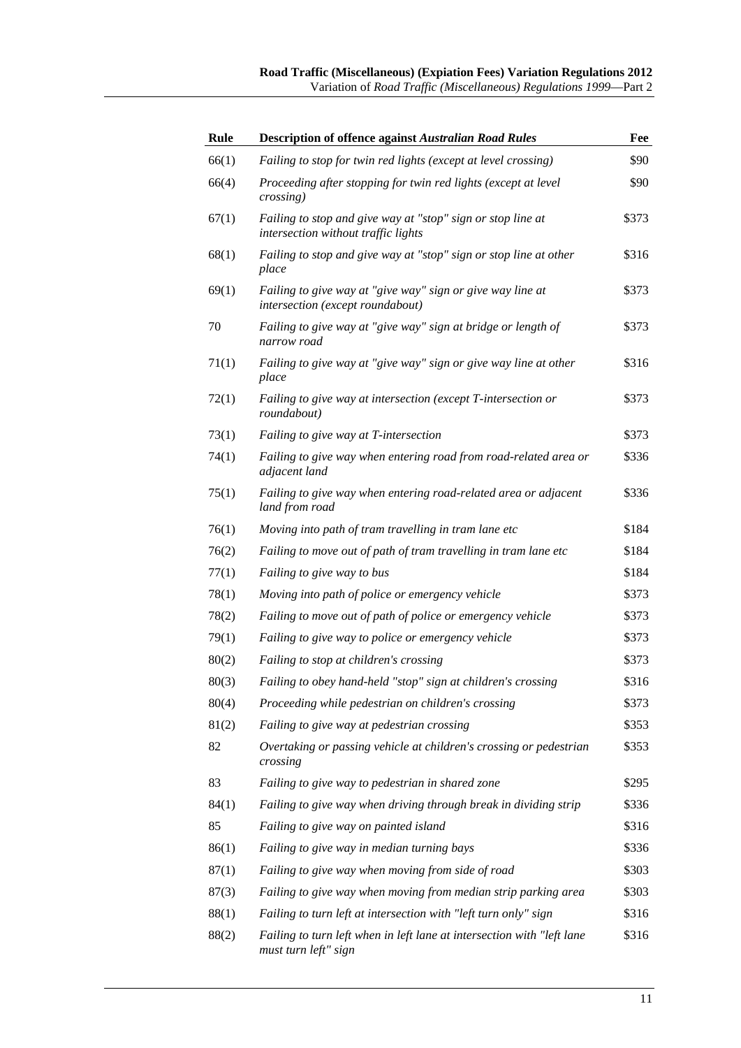| Rule | Description of offence against *Australian Road Rules* | Fee |
|---|---|---|
| 66(1) | *Failing to stop for twin red lights (except at level crossing)* | $90 |
| 66(4) | *Proceeding after stopping for twin red lights (except at level crossing)* | $90 |
| 67(1) | *Failing to stop and give way at "stop" sign or stop line at intersection without traffic lights* | $373 |
| 68(1) | *Failing to stop and give way at "stop" sign or stop line at other place* | $316 |
| 69(1) | *Failing to give way at "give way" sign or give way line at intersection (except roundabout)* | $373 |
| 70 | *Failing to give way at "give way" sign at bridge or length of narrow road* | $373 |
| 71(1) | *Failing to give way at "give way" sign or give way line at other place* | $316 |
| 72(1) | *Failing to give way at intersection (except T-intersection or roundabout)* | $373 |
| 73(1) | *Failing to give way at T-intersection* | $373 |
| 74(1) | *Failing to give way when entering road from road-related area or adjacent land* | $336 |
| 75(1) | *Failing to give way when entering road-related area or adjacent land from road* | $336 |
| 76(1) | *Moving into path of tram travelling in tram lane etc* | $184 |
| 76(2) | *Failing to move out of path of tram travelling in tram lane etc* | $184 |
| 77(1) | *Failing to give way to bus* | $184 |
| 78(1) | *Moving into path of police or emergency vehicle* | $373 |
| 78(2) | *Failing to move out of path of police or emergency vehicle* | $373 |
| 79(1) | *Failing to give way to police or emergency vehicle* | $373 |
| 80(2) | *Failing to stop at children's crossing* | $373 |
| 80(3) | *Failing to obey hand-held "stop" sign at children's crossing* | $316 |
| 80(4) | *Proceeding while pedestrian on children's crossing* | $373 |
| 81(2) | *Failing to give way at pedestrian crossing* | $353 |
| 82 | *Overtaking or passing vehicle at children's crossing or pedestrian crossing* | $353 |
| 83 | *Failing to give way to pedestrian in shared zone* | $295 |
| 84(1) | *Failing to give way when driving through break in dividing strip* | $336 |
| 85 | *Failing to give way on painted island* | $316 |
| 86(1) | *Failing to give way in median turning bays* | $336 |
| 87(1) | *Failing to give way when moving from side of road* | $303 |
| 87(3) | *Failing to give way when moving from median strip parking area* | $303 |
| 88(1) | *Failing to turn left at intersection with "left turn only" sign* | $316 |
| 88(2) | *Failing to turn left when in left lane at intersection with "left lane must turn left" sign* | $316 |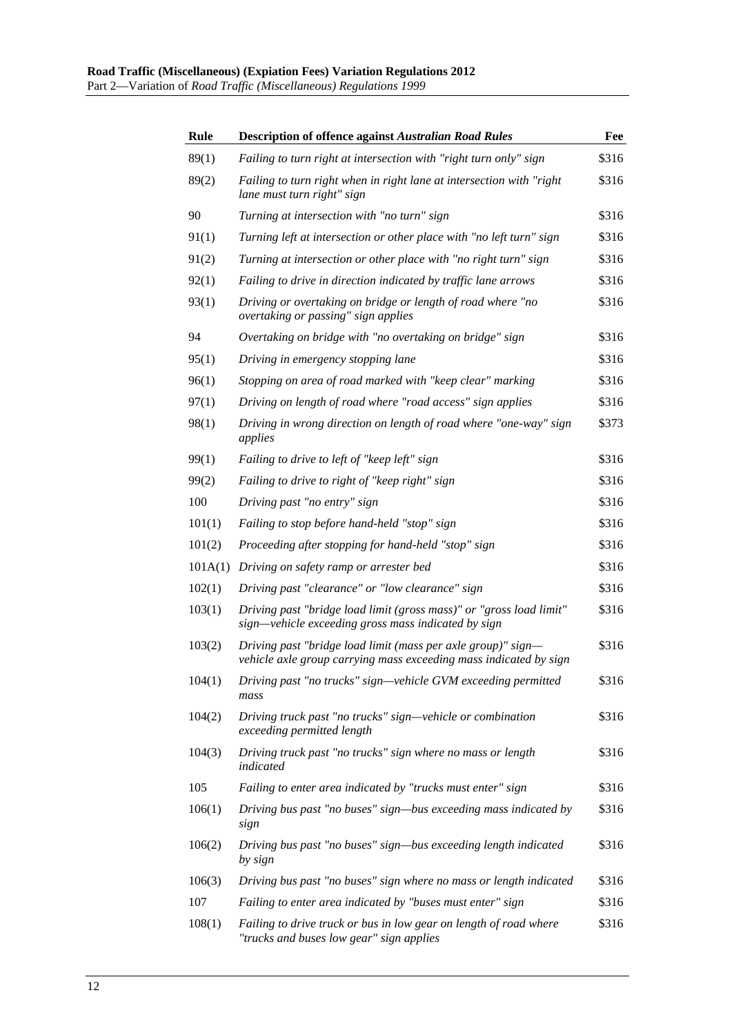| Rule | Description of offence against ***Australian Road Rules*** | Fee |
|---|---|---|
| 89(1) | *Failing to turn right at intersection with "right turn only" sign* | $316 |
| 89(2) | *Failing to turn right when in right lane at intersection with "right lane must turn right" sign* | $316 |
| 90 | *Turning at intersection with "no turn" sign* | $316 |
| 91(1) | *Turning left at intersection or other place with "no left turn" sign* | $316 |
| 91(2) | *Turning at intersection or other place with "no right turn" sign* | $316 |
| 92(1) | *Failing to drive in direction indicated by traffic lane arrows* | $316 |
| 93(1) | *Driving or overtaking on bridge or length of road where "no overtaking or passing" sign applies* | $316 |
| 94 | *Overtaking on bridge with "no overtaking on bridge" sign* | $316 |
| 95(1) | *Driving in emergency stopping lane* | $316 |
| 96(1) | *Stopping on area of road marked with "keep clear" marking* | $316 |
| 97(1) | *Driving on length of road where "road access" sign applies* | $316 |
| 98(1) | *Driving in wrong direction on length of road where "one-way" sign applies* | $373 |
| 99(1) | *Failing to drive to left of "keep left" sign* | $316 |
| 99(2) | *Failing to drive to right of "keep right" sign* | $316 |
| 100 | *Driving past "no entry" sign* | $316 |
| 101(1) | *Failing to stop before hand-held "stop" sign* | $316 |
| 101(2) | *Proceeding after stopping for hand-held "stop" sign* | $316 |
| 101A(1) | *Driving on safety ramp or arrester bed* | $316 |
| 102(1) | *Driving past "clearance" or "low clearance" sign* | $316 |
| 103(1) | *Driving past "bridge load limit (gross mass)" or "gross load limit" sign—vehicle exceeding gross mass indicated by sign* | $316 |
| 103(2) | *Driving past "bridge load limit (mass per axle group)" sign—vehicle axle group carrying mass exceeding mass indicated by sign* | $316 |
| 104(1) | *Driving past "no trucks" sign—vehicle GVM exceeding permitted mass* | $316 |
| 104(2) | *Driving truck past "no trucks" sign—vehicle or combination exceeding permitted length* | $316 |
| 104(3) | *Driving truck past "no trucks" sign where no mass or length indicated* | $316 |
| 105 | *Failing to enter area indicated by "trucks must enter" sign* | $316 |
| 106(1) | *Driving bus past "no buses" sign—bus exceeding mass indicated by sign* | $316 |
| 106(2) | *Driving bus past "no buses" sign—bus exceeding length indicated by sign* | $316 |
| 106(3) | *Driving bus past "no buses" sign where no mass or length indicated* | $316 |
| 107 | *Failing to enter area indicated by "buses must enter" sign* | $316 |
| 108(1) | *Failing to drive truck or bus in low gear on length of road where "trucks and buses low gear" sign applies* | $316 |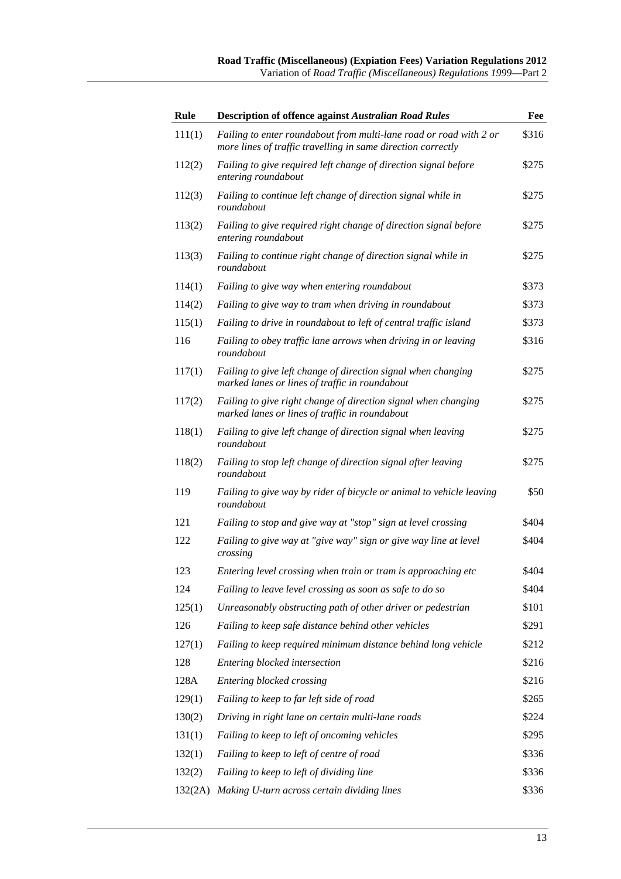| Rule | Description of offence against *Australian Road Rules* | Fee |
|---|---|---|
| 111(1) | *Failing to enter roundabout from multi-lane road or road with 2 or more lines of traffic travelling in same direction correctly* | $316 |
| 112(2) | *Failing to give required left change of direction signal before entering roundabout* | $275 |
| 112(3) | *Failing to continue left change of direction signal while in roundabout* | $275 |
| 113(2) | *Failing to give required right change of direction signal before entering roundabout* | $275 |
| 113(3) | *Failing to continue right change of direction signal while in roundabout* | $275 |
| 114(1) | *Failing to give way when entering roundabout* | $373 |
| 114(2) | *Failing to give way to tram when driving in roundabout* | $373 |
| 115(1) | *Failing to drive in roundabout to left of central traffic island* | $373 |
| 116 | *Failing to obey traffic lane arrows when driving in or leaving roundabout* | $316 |
| 117(1) | *Failing to give left change of direction signal when changing marked lanes or lines of traffic in roundabout* | $275 |
| 117(2) | *Failing to give right change of direction signal when changing marked lanes or lines of traffic in roundabout* | $275 |
| 118(1) | *Failing to give left change of direction signal when leaving roundabout* | $275 |
| 118(2) | *Failing to stop left change of direction signal after leaving roundabout* | $275 |
| 119 | *Failing to give way by rider of bicycle or animal to vehicle leaving roundabout* | $50 |
| 121 | *Failing to stop and give way at "stop" sign at level crossing* | $404 |
| 122 | *Failing to give way at "give way" sign or give way line at level crossing* | $404 |
| 123 | *Entering level crossing when train or tram is approaching etc* | $404 |
| 124 | *Failing to leave level crossing as soon as safe to do so* | $404 |
| 125(1) | *Unreasonably obstructing path of other driver or pedestrian* | $101 |
| 126 | *Failing to keep safe distance behind other vehicles* | $291 |
| 127(1) | *Failing to keep required minimum distance behind long vehicle* | $212 |
| 128 | *Entering blocked intersection* | $216 |
| 128A | *Entering blocked crossing* | $216 |
| 129(1) | *Failing to keep to far left side of road* | $265 |
| 130(2) | *Driving in right lane on certain multi-lane roads* | $224 |
| 131(1) | *Failing to keep to left of oncoming vehicles* | $295 |
| 132(1) | *Failing to keep to left of centre of road* | $336 |
| 132(2) | *Failing to keep to left of dividing line* | $336 |
| 132(2A) | *Making U-turn across certain dividing lines* | $336 |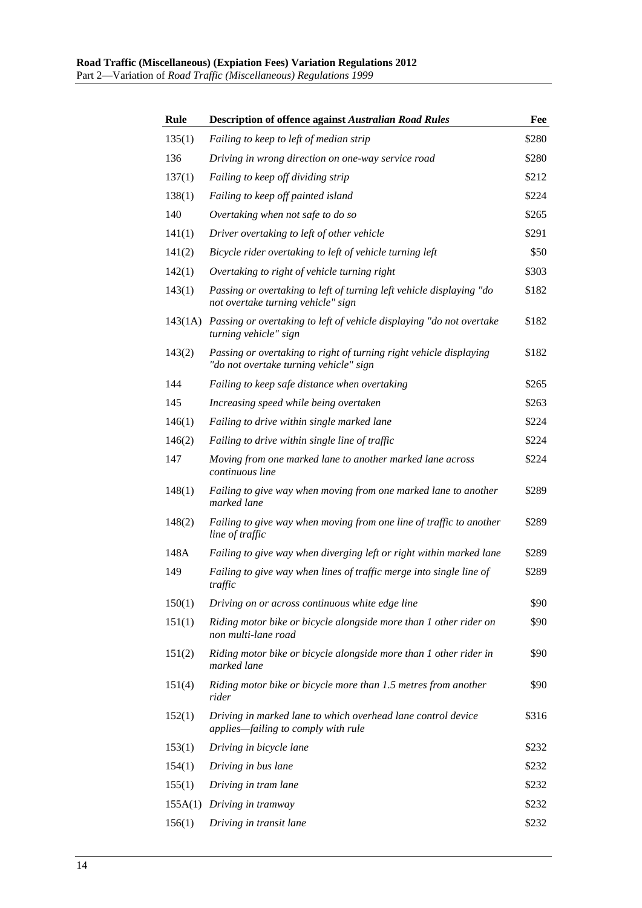| Rule | Description of offence against *Australian Road Rules* | Fee |
|---|---|---|
| 135(1) | *Failing to keep to left of median strip* | $280 |
| 136 | *Driving in wrong direction on one-way service road* | $280 |
| 137(1) | *Failing to keep off dividing strip* | $212 |
| 138(1) | *Failing to keep off painted island* | $224 |
| 140 | *Overtaking when not safe to do so* | $265 |
| 141(1) | *Driver overtaking to left of other vehicle* | $291 |
| 141(2) | *Bicycle rider overtaking to left of vehicle turning left* | $50 |
| 142(1) | *Overtaking to right of vehicle turning right* | $303 |
| 143(1) | *Passing or overtaking to left of turning left vehicle displaying "do not overtake turning vehicle" sign* | $182 |
| 143(1A) | *Passing or overtaking to left of vehicle displaying "do not overtake turning vehicle" sign* | $182 |
| 143(2) | *Passing or overtaking to right of turning right vehicle displaying "do not overtake turning vehicle" sign* | $182 |
| 144 | *Failing to keep safe distance when overtaking* | $265 |
| 145 | *Increasing speed while being overtaken* | $263 |
| 146(1) | *Failing to drive within single marked lane* | $224 |
| 146(2) | *Failing to drive within single line of traffic* | $224 |
| 147 | *Moving from one marked lane to another marked lane across continuous line* | $224 |
| 148(1) | *Failing to give way when moving from one marked lane to another marked lane* | $289 |
| 148(2) | *Failing to give way when moving from one line of traffic to another line of traffic* | $289 |
| 148A | *Failing to give way when diverging left or right within marked lane* | $289 |
| 149 | *Failing to give way when lines of traffic merge into single line of traffic* | $289 |
| 150(1) | *Driving on or across continuous white edge line* | $90 |
| 151(1) | *Riding motor bike or bicycle alongside more than 1 other rider on non multi-lane road* | $90 |
| 151(2) | *Riding motor bike or bicycle alongside more than 1 other rider in marked lane* | $90 |
| 151(4) | *Riding motor bike or bicycle more than 1.5 metres from another rider* | $90 |
| 152(1) | *Driving in marked lane to which overhead lane control device applies—failing to comply with rule* | $316 |
| 153(1) | *Driving in bicycle lane* | $232 |
| 154(1) | *Driving in bus lane* | $232 |
| 155(1) | *Driving in tram lane* | $232 |
| 155A(1) | *Driving in tramway* | $232 |
| 156(1) | *Driving in transit lane* | $232 |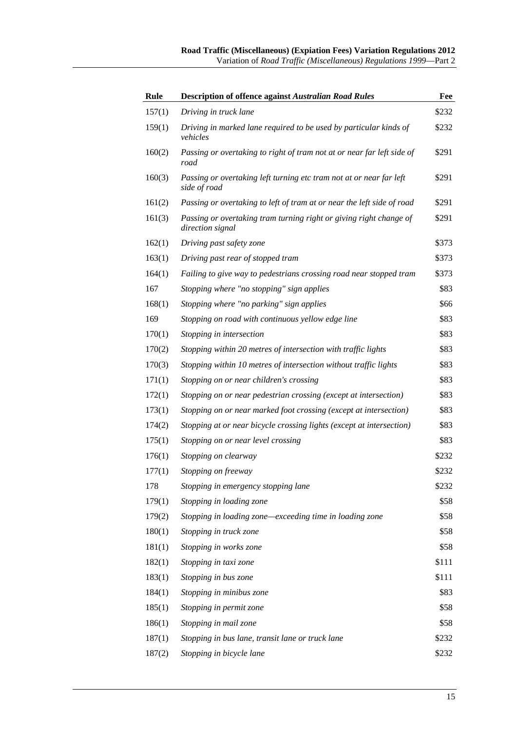| Rule | Description of offence against *Australian Road Rules* | Fee |
|---|---|---|
| 157(1) | *Driving in truck lane* | $232 |
| 159(1) | *Driving in marked lane required to be used by particular kinds of vehicles* | $232 |
| 160(2) | *Passing or overtaking to right of tram not at or near far left side of road* | $291 |
| 160(3) | *Passing or overtaking left turning etc tram not at or near far left side of road* | $291 |
| 161(2) | *Passing or overtaking to left of tram at or near the left side of road* | $291 |
| 161(3) | *Passing or overtaking tram turning right or giving right change of direction signal* | $291 |
| 162(1) | *Driving past safety zone* | $373 |
| 163(1) | *Driving past rear of stopped tram* | $373 |
| 164(1) | *Failing to give way to pedestrians crossing road near stopped tram* | $373 |
| 167 | *Stopping where "no stopping" sign applies* | $83 |
| 168(1) | *Stopping where "no parking" sign applies* | $66 |
| 169 | *Stopping on road with continuous yellow edge line* | $83 |
| 170(1) | *Stopping in intersection* | $83 |
| 170(2) | *Stopping within 20 metres of intersection with traffic lights* | $83 |
| 170(3) | *Stopping within 10 metres of intersection without traffic lights* | $83 |
| 171(1) | *Stopping on or near children's crossing* | $83 |
| 172(1) | *Stopping on or near pedestrian crossing (except at intersection)* | $83 |
| 173(1) | *Stopping on or near marked foot crossing (except at intersection)* | $83 |
| 174(2) | *Stopping at or near bicycle crossing lights (except at intersection)* | $83 |
| 175(1) | *Stopping on or near level crossing* | $83 |
| 176(1) | *Stopping on clearway* | $232 |
| 177(1) | *Stopping on freeway* | $232 |
| 178 | *Stopping in emergency stopping lane* | $232 |
| 179(1) | *Stopping in loading zone* | $58 |
| 179(2) | *Stopping in loading zone—exceeding time in loading zone* | $58 |
| 180(1) | *Stopping in truck zone* | $58 |
| 181(1) | *Stopping in works zone* | $58 |
| 182(1) | *Stopping in taxi zone* | $111 |
| 183(1) | *Stopping in bus zone* | $111 |
| 184(1) | *Stopping in minibus zone* | $83 |
| 185(1) | *Stopping in permit zone* | $58 |
| 186(1) | *Stopping in mail zone* | $58 |
| 187(1) | *Stopping in bus lane, transit lane or truck lane* | $232 |
| 187(2) | *Stopping in bicycle lane* | $232 |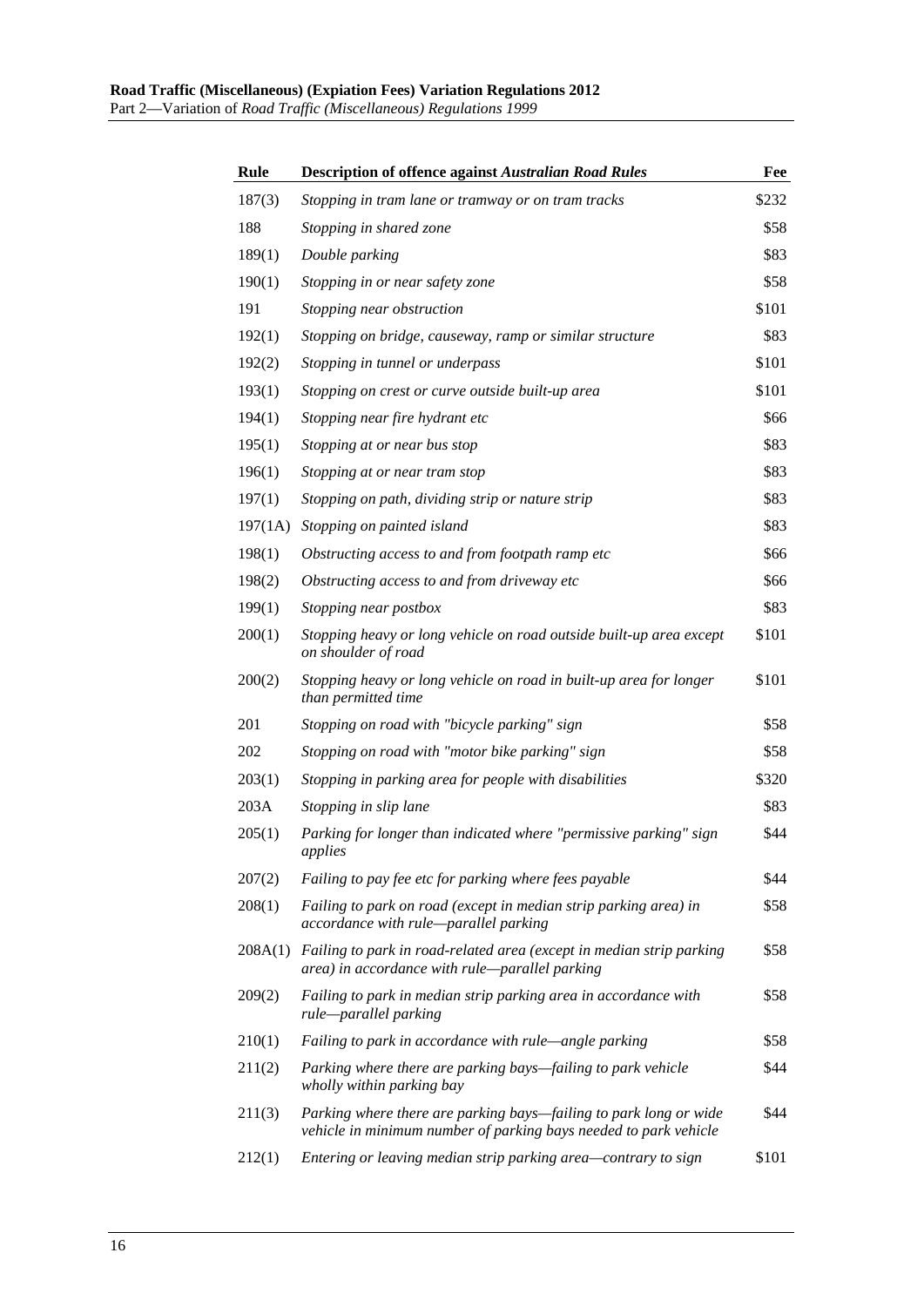| Rule | Description of offence against *Australian Road Rules* | Fee |
|---|---|---|
| 187(3) | *Stopping in tram lane or tramway or on tram tracks* | $232 |
| 188 | *Stopping in shared zone* | $58 |
| 189(1) | *Double parking* | $83 |
| 190(1) | *Stopping in or near safety zone* | $58 |
| 191 | *Stopping near obstruction* | $101 |
| 192(1) | *Stopping on bridge, causeway, ramp or similar structure* | $83 |
| 192(2) | *Stopping in tunnel or underpass* | $101 |
| 193(1) | *Stopping on crest or curve outside built-up area* | $101 |
| 194(1) | *Stopping near fire hydrant etc* | $66 |
| 195(1) | *Stopping at or near bus stop* | $83 |
| 196(1) | *Stopping at or near tram stop* | $83 |
| 197(1) | *Stopping on path, dividing strip or nature strip* | $83 |
| 197(1A) | *Stopping on painted island* | $83 |
| 198(1) | *Obstructing access to and from footpath ramp etc* | $66 |
| 198(2) | *Obstructing access to and from driveway etc* | $66 |
| 199(1) | *Stopping near postbox* | $83 |
| 200(1) | *Stopping heavy or long vehicle on road outside built-up area except on shoulder of road* | $101 |
| 200(2) | *Stopping heavy or long vehicle on road in built-up area for longer than permitted time* | $101 |
| 201 | *Stopping on road with "bicycle parking" sign* | $58 |
| 202 | *Stopping on road with "motor bike parking" sign* | $58 |
| 203(1) | *Stopping in parking area for people with disabilities* | $320 |
| 203A | *Stopping in slip lane* | $83 |
| 205(1) | *Parking for longer than indicated where "permissive parking" sign applies* | $44 |
| 207(2) | *Failing to pay fee etc for parking where fees payable* | $44 |
| 208(1) | *Failing to park on road (except in median strip parking area) in accordance with rule—parallel parking* | $58 |
| 208A(1) | *Failing to park in road-related area (except in median strip parking area) in accordance with rule—parallel parking* | $58 |
| 209(2) | *Failing to park in median strip parking area in accordance with rule—parallel parking* | $58 |
| 210(1) | *Failing to park in accordance with rule—angle parking* | $58 |
| 211(2) | *Parking where there are parking bays—failing to park vehicle wholly within parking bay* | $44 |
| 211(3) | *Parking where there are parking bays—failing to park long or wide vehicle in minimum number of parking bays needed to park vehicle* | $44 |
| 212(1) | *Entering or leaving median strip parking area—contrary to sign* | $101 |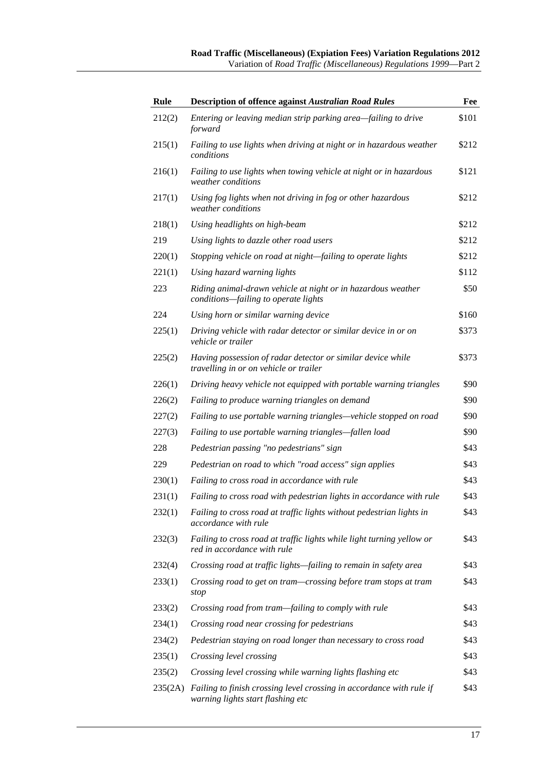| Rule | Description of offence against *Australian Road Rules* | Fee |
|---|---|---|
| 212(2) | *Entering or leaving median strip parking area—failing to drive forward* | $101 |
| 215(1) | *Failing to use lights when driving at night or in hazardous weather conditions* | $212 |
| 216(1) | *Failing to use lights when towing vehicle at night or in hazardous weather conditions* | $121 |
| 217(1) | *Using fog lights when not driving in fog or other hazardous weather conditions* | $212 |
| 218(1) | *Using headlights on high-beam* | $212 |
| 219 | *Using lights to dazzle other road users* | $212 |
| 220(1) | *Stopping vehicle on road at night—failing to operate lights* | $212 |
| 221(1) | *Using hazard warning lights* | $112 |
| 223 | *Riding animal-drawn vehicle at night or in hazardous weather conditions—failing to operate lights* | $50 |
| 224 | *Using horn or similar warning device* | $160 |
| 225(1) | *Driving vehicle with radar detector or similar device in or on vehicle or trailer* | $373 |
| 225(2) | *Having possession of radar detector or similar device while travelling in or on vehicle or trailer* | $373 |
| 226(1) | *Driving heavy vehicle not equipped with portable warning triangles* | $90 |
| 226(2) | *Failing to produce warning triangles on demand* | $90 |
| 227(2) | *Failing to use portable warning triangles—vehicle stopped on road* | $90 |
| 227(3) | *Failing to use portable warning triangles—fallen load* | $90 |
| 228 | *Pedestrian passing "no pedestrians" sign* | $43 |
| 229 | *Pedestrian on road to which "road access" sign applies* | $43 |
| 230(1) | *Failing to cross road in accordance with rule* | $43 |
| 231(1) | *Failing to cross road with pedestrian lights in accordance with rule* | $43 |
| 232(1) | *Failing to cross road at traffic lights without pedestrian lights in accordance with rule* | $43 |
| 232(3) | *Failing to cross road at traffic lights while light turning yellow or red in accordance with rule* | $43 |
| 232(4) | *Crossing road at traffic lights—failing to remain in safety area* | $43 |
| 233(1) | *Crossing road to get on tram—crossing before tram stops at tram stop* | $43 |
| 233(2) | *Crossing road from tram—failing to comply with rule* | $43 |
| 234(1) | *Crossing road near crossing for pedestrians* | $43 |
| 234(2) | *Pedestrian staying on road longer than necessary to cross road* | $43 |
| 235(1) | *Crossing level crossing* | $43 |
| 235(2) | *Crossing level crossing while warning lights flashing etc* | $43 |
| 235(2A) | *Failing to finish crossing level crossing in accordance with rule if warning lights start flashing etc* | $43 |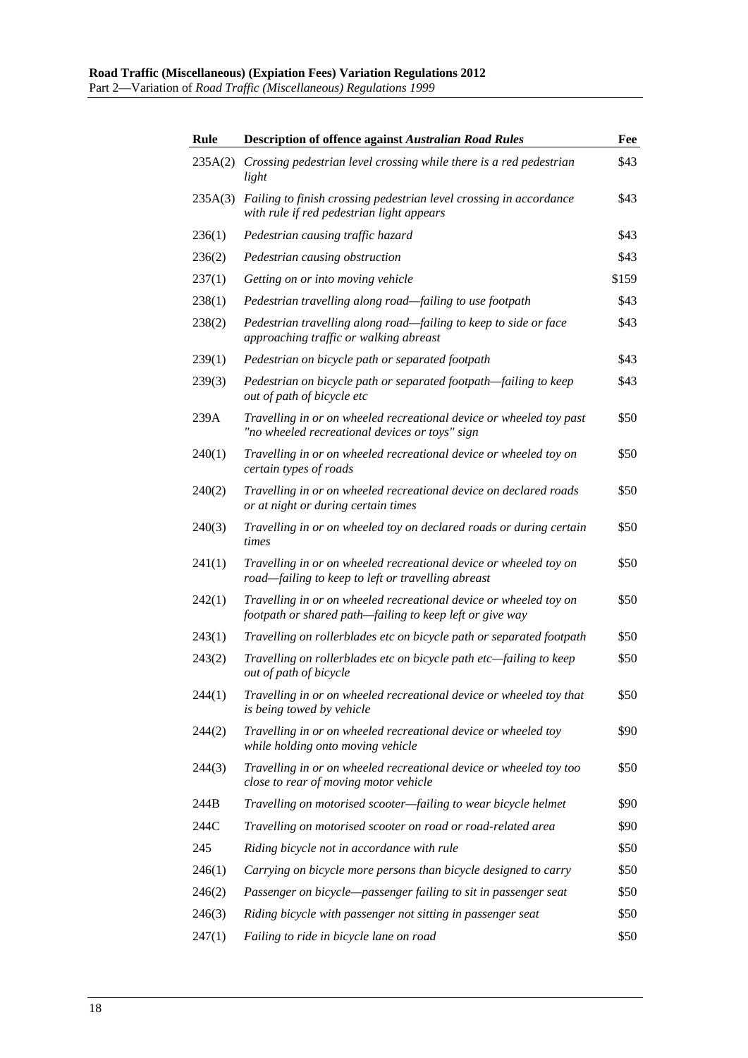| Rule | Description of offence against *Australian Road Rules* | Fee |
|---|---|---|
| 235A(2) | *Crossing pedestrian level crossing while there is a red pedestrian light* | \$43 |
| 235A(3) | *Failing to finish crossing pedestrian level crossing in accordance with rule if red pedestrian light appears* | \$43 |
| 236(1) | *Pedestrian causing traffic hazard* | \$43 |
| 236(2) | *Pedestrian causing obstruction* | \$43 |
| 237(1) | *Getting on or into moving vehicle* | \$159 |
| 238(1) | *Pedestrian travelling along road—failing to use footpath* | \$43 |
| 238(2) | *Pedestrian travelling along road—failing to keep to side or face approaching traffic or walking abreast* | \$43 |
| 239(1) | *Pedestrian on bicycle path or separated footpath* | \$43 |
| 239(3) | *Pedestrian on bicycle path or separated footpath—failing to keep out of path of bicycle etc* | \$43 |
| 239A | *Travelling in or on wheeled recreational device or wheeled toy past "no wheeled recreational devices or toys" sign* | \$50 |
| 240(1) | *Travelling in or on wheeled recreational device or wheeled toy on certain types of roads* | \$50 |
| 240(2) | *Travelling in or on wheeled recreational device on declared roads or at night or during certain times* | \$50 |
| 240(3) | *Travelling in or on wheeled toy on declared roads or during certain times* | \$50 |
| 241(1) | *Travelling in or on wheeled recreational device or wheeled toy on road—failing to keep to left or travelling abreast* | \$50 |
| 242(1) | *Travelling in or on wheeled recreational device or wheeled toy on footpath or shared path—failing to keep left or give way* | \$50 |
| 243(1) | *Travelling on rollerblades etc on bicycle path or separated footpath* | \$50 |
| 243(2) | *Travelling on rollerblades etc on bicycle path etc—failing to keep out of path of bicycle* | \$50 |
| 244(1) | *Travelling in or on wheeled recreational device or wheeled toy that is being towed by vehicle* | \$50 |
| 244(2) | *Travelling in or on wheeled recreational device or wheeled toy while holding onto moving vehicle* | \$90 |
| 244(3) | *Travelling in or on wheeled recreational device or wheeled toy too close to rear of moving motor vehicle* | \$50 |
| 244B | *Travelling on motorised scooter—failing to wear bicycle helmet* | \$90 |
| 244C | *Travelling on motorised scooter on road or road-related area* | \$90 |
| 245 | *Riding bicycle not in accordance with rule* | \$50 |
| 246(1) | *Carrying on bicycle more persons than bicycle designed to carry* | \$50 |
| 246(2) | *Passenger on bicycle—passenger failing to sit in passenger seat* | \$50 |
| 246(3) | *Riding bicycle with passenger not sitting in passenger seat* | \$50 |
| 247(1) | *Failing to ride in bicycle lane on road* | \$50 |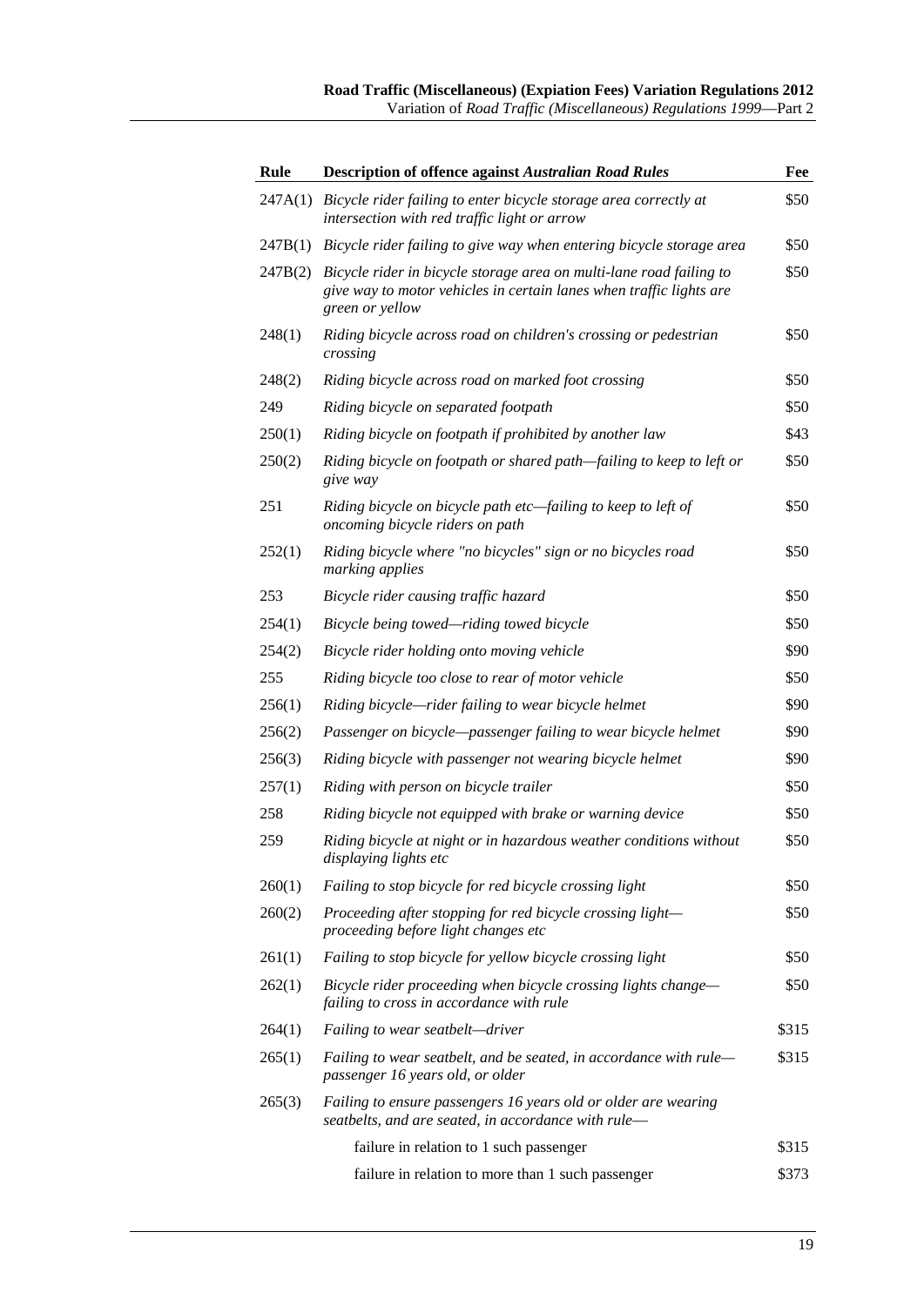| Rule | Description of offence against *Australian Road Rules* | Fee |
|---|---|---|
| 247A(1) | *Bicycle rider failing to enter bicycle storage area correctly at intersection with red traffic light or arrow* | $50 |
| 247B(1) | *Bicycle rider failing to give way when entering bicycle storage area* | $50 |
| 247B(2) | *Bicycle rider in bicycle storage area on multi-lane road failing to give way to motor vehicles in certain lanes when traffic lights are green or yellow* | $50 |
| 248(1) | *Riding bicycle across road on children's crossing or pedestrian crossing* | $50 |
| 248(2) | *Riding bicycle across road on marked foot crossing* | $50 |
| 249 | *Riding bicycle on separated footpath* | $50 |
| 250(1) | *Riding bicycle on footpath if prohibited by another law* | $43 |
| 250(2) | *Riding bicycle on footpath or shared path—failing to keep to left or give way* | $50 |
| 251 | *Riding bicycle on bicycle path etc—failing to keep to left of oncoming bicycle riders on path* | $50 |
| 252(1) | *Riding bicycle where "no bicycles" sign or no bicycles road marking applies* | $50 |
| 253 | *Bicycle rider causing traffic hazard* | $50 |
| 254(1) | *Bicycle being towed—riding towed bicycle* | $50 |
| 254(2) | *Bicycle rider holding onto moving vehicle* | $90 |
| 255 | *Riding bicycle too close to rear of motor vehicle* | $50 |
| 256(1) | *Riding bicycle—rider failing to wear bicycle helmet* | $90 |
| 256(2) | *Passenger on bicycle—passenger failing to wear bicycle helmet* | $90 |
| 256(3) | *Riding bicycle with passenger not wearing bicycle helmet* | $90 |
| 257(1) | *Riding with person on bicycle trailer* | $50 |
| 258 | *Riding bicycle not equipped with brake or warning device* | $50 |
| 259 | *Riding bicycle at night or in hazardous weather conditions without displaying lights etc* | $50 |
| 260(1) | *Failing to stop bicycle for red bicycle crossing light* | $50 |
| 260(2) | *Proceeding after stopping for red bicycle crossing light—proceeding before light changes etc* | $50 |
| 261(1) | *Failing to stop bicycle for yellow bicycle crossing light* | $50 |
| 262(1) | *Bicycle rider proceeding when bicycle crossing lights change—failing to cross in accordance with rule* | $50 |
| 264(1) | *Failing to wear seatbelt—driver* | $315 |
| 265(1) | *Failing to wear seatbelt, and be seated, in accordance with rule—passenger 16 years old, or older* | $315 |
| 265(3) | *Failing to ensure passengers 16 years old or older are wearing seatbelts, and are seated, in accordance with rule—* | |
| | failure in relation to 1 such passenger | $315 |
| | failure in relation to more than 1 such passenger | $373 |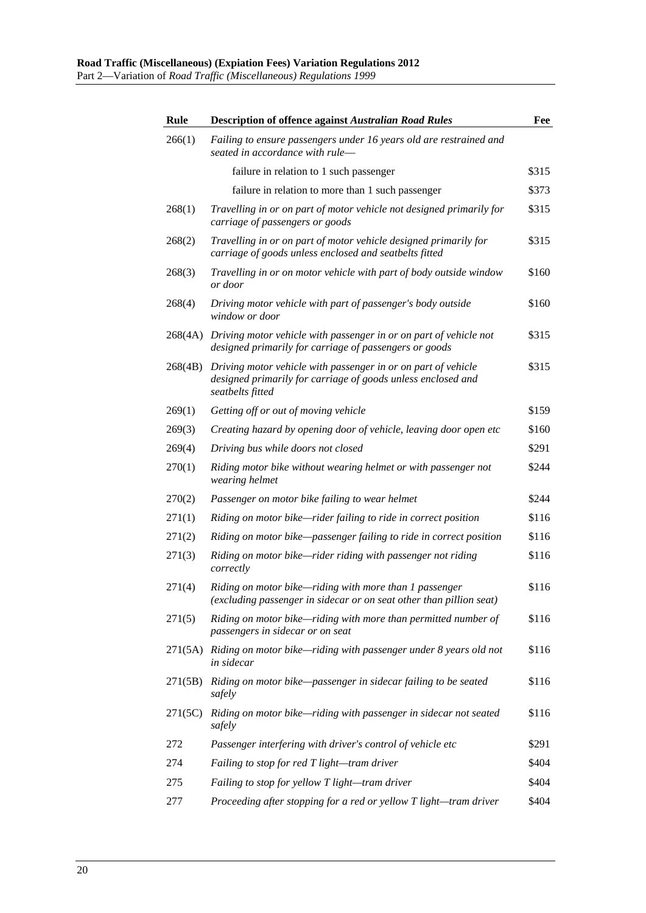| Rule | Description of offence against *Australian Road Rules* | Fee |
|---|---|---|
| 266(1) | *Failing to ensure passengers under 16 years old are restrained and seated in accordance with rule—* | |
| | failure in relation to 1 such passenger | \$315 |
| | failure in relation to more than 1 such passenger | \$373 |
| 268(1) | *Travelling in or on part of motor vehicle not designed primarily for carriage of passengers or goods* | \$315 |
| 268(2) | *Travelling in or on part of motor vehicle designed primarily for carriage of goods unless enclosed and seatbelts fitted* | \$315 |
| 268(3) | *Travelling in or on motor vehicle with part of body outside window or door* | \$160 |
| 268(4) | *Driving motor vehicle with part of passenger's body outside window or door* | \$160 |
| 268(4A) | *Driving motor vehicle with passenger in or on part of vehicle not designed primarily for carriage of passengers or goods* | \$315 |
| 268(4B) | *Driving motor vehicle with passenger in or on part of vehicle designed primarily for carriage of goods unless enclosed and seatbelts fitted* | \$315 |
| 269(1) | *Getting off or out of moving vehicle* | \$159 |
| 269(3) | *Creating hazard by opening door of vehicle, leaving door open etc* | \$160 |
| 269(4) | *Driving bus while doors not closed* | \$291 |
| 270(1) | *Riding motor bike without wearing helmet or with passenger not wearing helmet* | \$244 |
| 270(2) | *Passenger on motor bike failing to wear helmet* | \$244 |
| 271(1) | *Riding on motor bike—rider failing to ride in correct position* | \$116 |
| 271(2) | *Riding on motor bike—passenger failing to ride in correct position* | \$116 |
| 271(3) | *Riding on motor bike—rider riding with passenger not riding correctly* | \$116 |
| 271(4) | *Riding on motor bike—riding with more than 1 passenger (excluding passenger in sidecar or on seat other than pillion seat)* | \$116 |
| 271(5) | *Riding on motor bike—riding with more than permitted number of passengers in sidecar or on seat* | \$116 |
| 271(5A) | *Riding on motor bike—riding with passenger under 8 years old not in sidecar* | \$116 |
| 271(5B) | *Riding on motor bike—passenger in sidecar failing to be seated safely* | \$116 |
| 271(5C) | *Riding on motor bike—riding with passenger in sidecar not seated safely* | \$116 |
| 272 | *Passenger interfering with driver's control of vehicle etc* | \$291 |
| 274 | *Failing to stop for red T light—tram driver* | \$404 |
| 275 | *Failing to stop for yellow T light—tram driver* | \$404 |
| 277 | *Proceeding after stopping for a red or yellow T light—tram driver* | \$404 |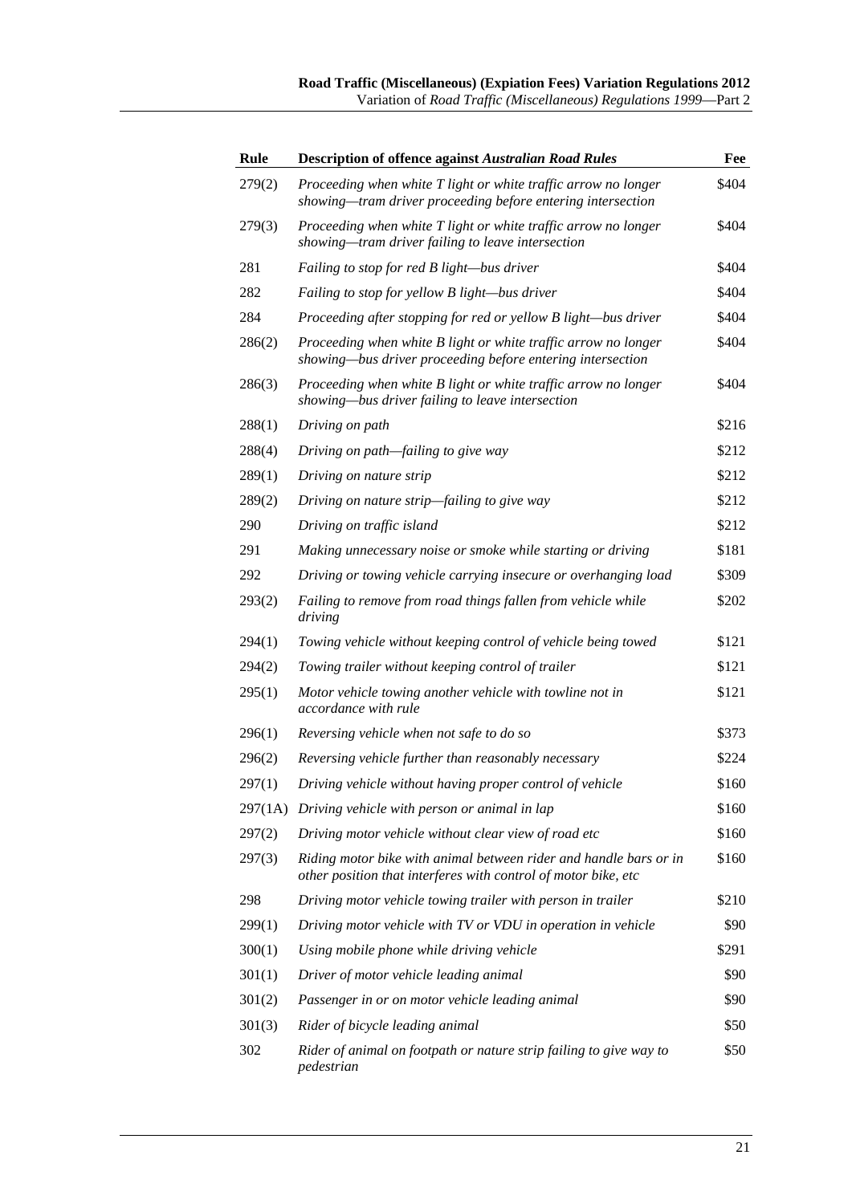| Rule | Description of offence against *Australian Road Rules* | Fee |
|---|---|---|
| 279(2) | *Proceeding when white T light or white traffic arrow no longer showing—tram driver proceeding before entering intersection* | $404 |
| 279(3) | *Proceeding when white T light or white traffic arrow no longer showing—tram driver failing to leave intersection* | $404 |
| 281 | *Failing to stop for red B light—bus driver* | $404 |
| 282 | *Failing to stop for yellow B light—bus driver* | $404 |
| 284 | *Proceeding after stopping for red or yellow B light—bus driver* | $404 |
| 286(2) | *Proceeding when white B light or white traffic arrow no longer showing—bus driver proceeding before entering intersection* | $404 |
| 286(3) | *Proceeding when white B light or white traffic arrow no longer showing—bus driver failing to leave intersection* | $404 |
| 288(1) | *Driving on path* | $216 |
| 288(4) | *Driving on path—failing to give way* | $212 |
| 289(1) | *Driving on nature strip* | $212 |
| 289(2) | *Driving on nature strip—failing to give way* | $212 |
| 290 | *Driving on traffic island* | $212 |
| 291 | *Making unnecessary noise or smoke while starting or driving* | $181 |
| 292 | *Driving or towing vehicle carrying insecure or overhanging load* | $309 |
| 293(2) | *Failing to remove from road things fallen from vehicle while driving* | $202 |
| 294(1) | *Towing vehicle without keeping control of vehicle being towed* | $121 |
| 294(2) | *Towing trailer without keeping control of trailer* | $121 |
| 295(1) | *Motor vehicle towing another vehicle with towline not in accordance with rule* | $121 |
| 296(1) | *Reversing vehicle when not safe to do so* | $373 |
| 296(2) | *Reversing vehicle further than reasonably necessary* | $224 |
| 297(1) | *Driving vehicle without having proper control of vehicle* | $160 |
| 297(1A) | *Driving vehicle with person or animal in lap* | $160 |
| 297(2) | *Driving motor vehicle without clear view of road etc* | $160 |
| 297(3) | *Riding motor bike with animal between rider and handle bars or in other position that interferes with control of motor bike, etc* | $160 |
| 298 | *Driving motor vehicle towing trailer with person in trailer* | $210 |
| 299(1) | *Driving motor vehicle with TV or VDU in operation in vehicle* | $90 |
| 300(1) | *Using mobile phone while driving vehicle* | $291 |
| 301(1) | *Driver of motor vehicle leading animal* | $90 |
| 301(2) | *Passenger in or on motor vehicle leading animal* | $90 |
| 301(3) | *Rider of bicycle leading animal* | $50 |
| 302 | *Rider of animal on footpath or nature strip failing to give way to pedestrian* | $50 |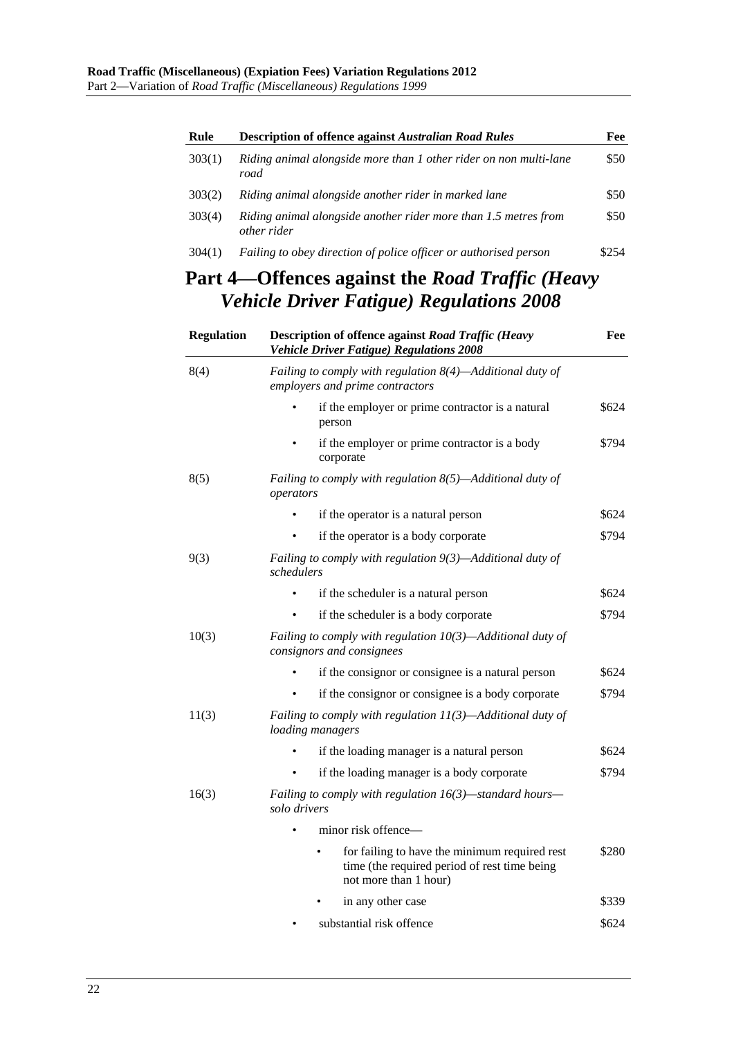| Rule | Description of offence against *Australian Road Rules* | Fee |
|---|---|---|
| 303(1) | *Riding animal alongside more than 1 other rider on non multi-lane road* | $50 |
| 303(2) | *Riding animal alongside another rider in marked lane* | $50 |
| 303(4) | *Riding animal alongside another rider more than 1.5 metres from other rider* | $50 |
| 304(1) | *Failing to obey direction of police officer or authorised person* | $254 |

## Part 4—Offences against the *Road Traffic (Heavy Vehicle Driver Fatigue) Regulations 2008*

| Regulation | Description of offence against *Road Traffic (Heavy Vehicle Driver Fatigue) Regulations 2008* | Fee |
|---|---|---|
| 8(4) | *Failing to comply with regulation 8(4)—Additional duty of employers and prime contractors* | |
| | • if the employer or prime contractor is a natural person | $624 |
| | • if the employer or prime contractor is a body corporate | $794 |
| 8(5) | *Failing to comply with regulation 8(5)—Additional duty of operators* | |
| | • if the operator is a natural person | $624 |
| | • if the operator is a body corporate | $794 |
| 9(3) | *Failing to comply with regulation 9(3)—Additional duty of schedulers* | |
| | • if the scheduler is a natural person | $624 |
| | • if the scheduler is a body corporate | $794 |
| 10(3) | *Failing to comply with regulation 10(3)—Additional duty of consignors and consignees* | |
| | • if the consignor or consignee is a natural person | $624 |
| | • if the consignor or consignee is a body corporate | $794 |
| 11(3) | *Failing to comply with regulation 11(3)—Additional duty of loading managers* | |
| | • if the loading manager is a natural person | $624 |
| | • if the loading manager is a body corporate | $794 |
| 16(3) | *Failing to comply with regulation 16(3)—standard hours—solo drivers* | |
| | • minor risk offence— | |
| | • for failing to have the minimum required rest time (the required period of rest time being not more than 1 hour) | $280 |
| | • in any other case | $339 |
| | • substantial risk offence | $624 |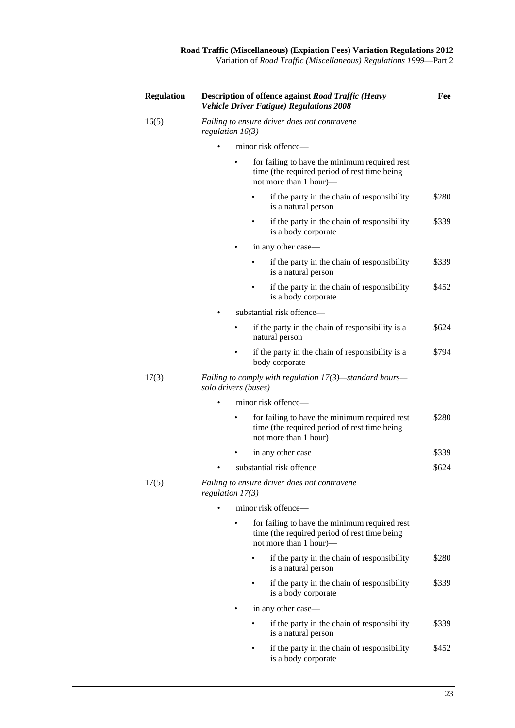| Regulation | Description of offence against *Road Traffic (Heavy Vehicle Driver Fatigue) Regulations 2008* | Fee |
|---|---|---|
| 16(5) | *Failing to ensure driver does not contravene regulation 16(3)* | |
| | • minor risk offence— | |
| | • for failing to have the minimum required rest time (the required period of rest time being not more than 1 hour)— | |
| | • if the party in the chain of responsibility is a natural person | $280 |
| | • if the party in the chain of responsibility is a body corporate | $339 |
| | • in any other case— | |
| | • if the party in the chain of responsibility is a natural person | $339 |
| | • if the party in the chain of responsibility is a body corporate | $452 |
| | • substantial risk offence— | |
| | • if the party in the chain of responsibility is a natural person | $624 |
| | • if the party in the chain of responsibility is a body corporate | $794 |
| 17(3) | *Failing to comply with regulation 17(3)—standard hours—solo drivers (buses)* | |
| | • minor risk offence— | |
| | • for failing to have the minimum required rest time (the required period of rest time being not more than 1 hour) | $280 |
| | • in any other case | $339 |
| | • substantial risk offence | $624 |
| 17(5) | *Failing to ensure driver does not contravene regulation 17(3)* | |
| | • minor risk offence— | |
| | • for failing to have the minimum required rest time (the required period of rest time being not more than 1 hour)— | |
| | • if the party in the chain of responsibility is a natural person | $280 |
| | • if the party in the chain of responsibility is a body corporate | $339 |
| | • in any other case— | |
| | • if the party in the chain of responsibility is a natural person | $339 |
| | • if the party in the chain of responsibility is a body corporate | $452 |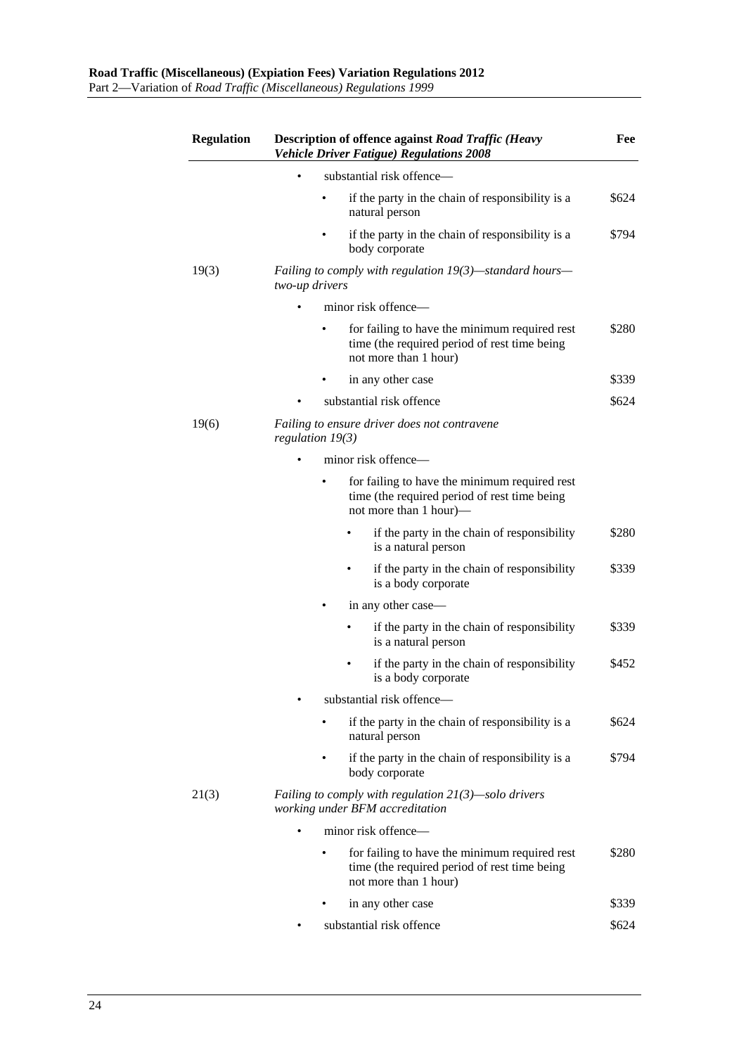| Regulation | Description of offence against *Road Traffic (Heavy Vehicle Driver Fatigue) Regulations 2008* | Fee |
|---|---|---|
| | • substantial risk offence— | |
| | • if the party in the chain of responsibility is a natural person | $624 |
| | • if the party in the chain of responsibility is a body corporate | $794 |
| 19(3) | *Failing to comply with regulation 19(3)—standard hours—two-up drivers* | |
| | • minor risk offence— | |
| | • for failing to have the minimum required rest time (the required period of rest time being not more than 1 hour) | $280 |
| | • in any other case | $339 |
| | • substantial risk offence | $624 |
| 19(6) | *Failing to ensure driver does not contravene regulation 19(3)* | |
| | • minor risk offence— | |
| | • for failing to have the minimum required rest time (the required period of rest time being not more than 1 hour)— | |
| | • if the party in the chain of responsibility is a natural person | $280 |
| | • if the party in the chain of responsibility is a body corporate | $339 |
| | • in any other case— | |
| | • if the party in the chain of responsibility is a natural person | $339 |
| | • if the party in the chain of responsibility is a body corporate | $452 |
| | • substantial risk offence— | |
| | • if the party in the chain of responsibility is a natural person | $624 |
| | • if the party in the chain of responsibility is a body corporate | $794 |
| 21(3) | *Failing to comply with regulation 21(3)—solo drivers working under BFM accreditation* | |
| | • minor risk offence— | |
| | • for failing to have the minimum required rest time (the required period of rest time being not more than 1 hour) | $280 |
| | • in any other case | $339 |
| | • substantial risk offence | $624 |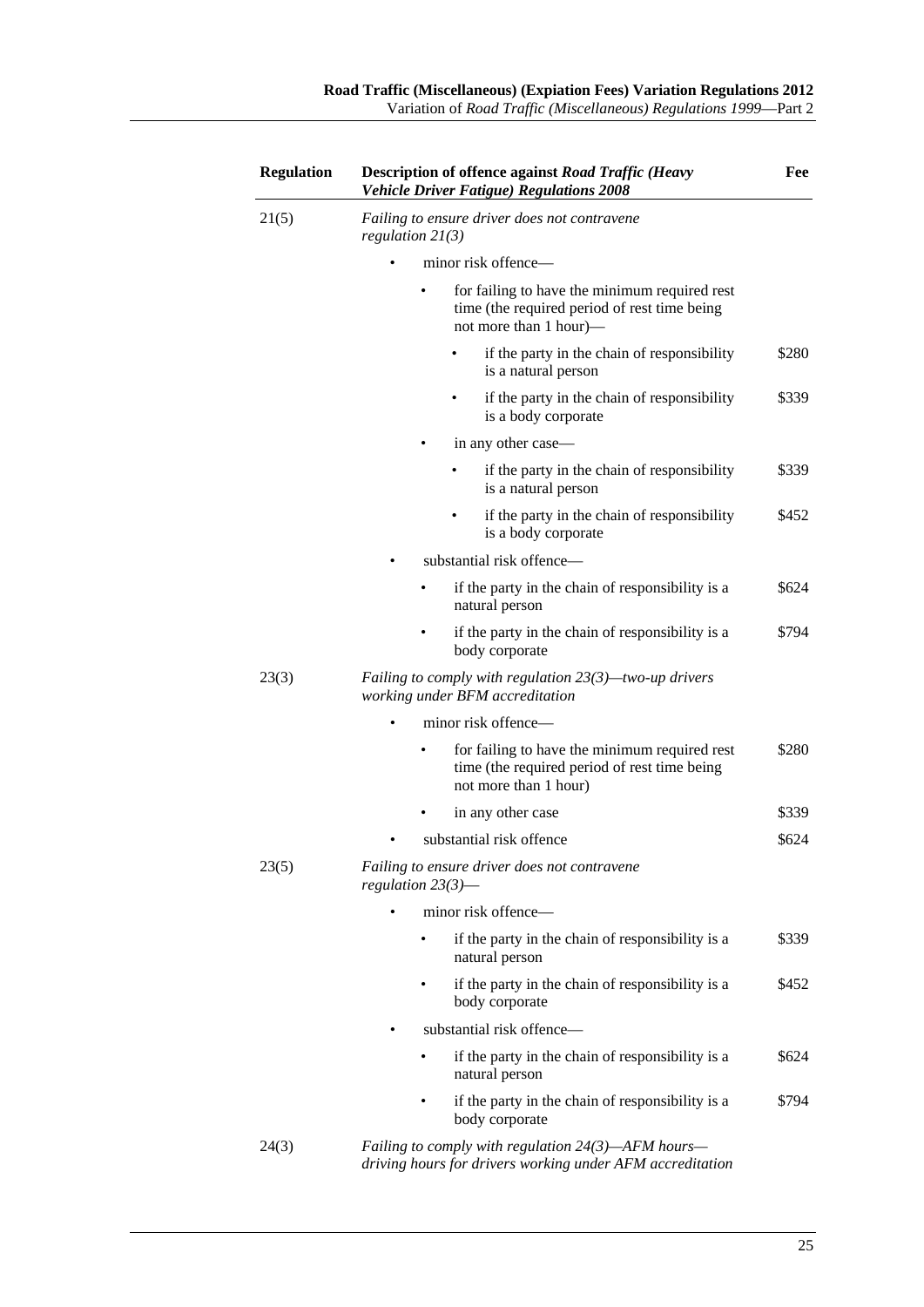| Regulation | Description of offence against *Road Traffic (Heavy Vehicle Driver Fatigue) Regulations 2008* | Fee |
|---|---|---|
| 21(5) | *Failing to ensure driver does not contravene regulation 21(3)* | |
| | • minor risk offence— | |
| | • for failing to have the minimum required rest time (the required period of rest time being not more than 1 hour)— | |
| | • if the party in the chain of responsibility is a natural person | \$280 |
| | • if the party in the chain of responsibility is a body corporate | \$339 |
| | • in any other case— | |
| | • if the party in the chain of responsibility is a natural person | \$339 |
| | • if the party in the chain of responsibility is a body corporate | \$452 |
| | • substantial risk offence— | |
| | • if the party in the chain of responsibility is a natural person | \$624 |
| | • if the party in the chain of responsibility is a body corporate | \$794 |
| 23(3) | *Failing to comply with regulation 23(3)—two-up drivers working under BFM accreditation* | |
| | • minor risk offence— | |
| | • for failing to have the minimum required rest time (the required period of rest time being not more than 1 hour) | \$280 |
| | • in any other case | \$339 |
| | • substantial risk offence | \$624 |
| 23(5) | *Failing to ensure driver does not contravene regulation 23(3)*— | |
| | • minor risk offence— | |
| | • if the party in the chain of responsibility is a natural person | \$339 |
| | • if the party in the chain of responsibility is a body corporate | \$452 |
| | • substantial risk offence— | |
| | • if the party in the chain of responsibility is a natural person | \$624 |
| | • if the party in the chain of responsibility is a body corporate | \$794 |
| 24(3) | *Failing to comply with regulation 24(3)—AFM hours—driving hours for drivers working under AFM accreditation* | |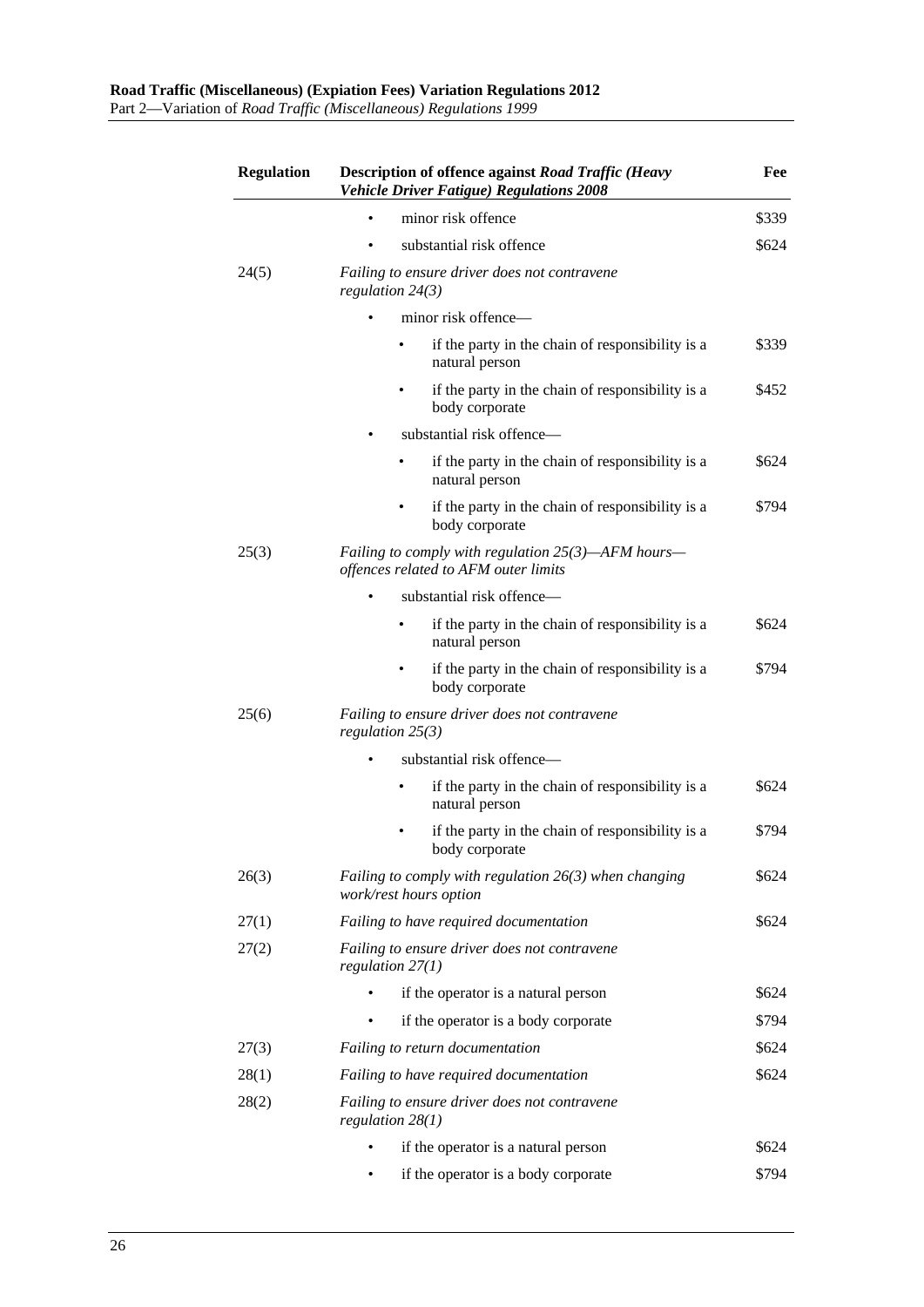| Regulation | Description of offence against *Road Traffic (Heavy Vehicle Driver Fatigue) Regulations 2008* | Fee |
|---|---|---|
| | • minor risk offence | $339 |
| | • substantial risk offence | $624 |
| 24(5) | *Failing to ensure driver does not contravene regulation 24(3)* | |
| | • minor risk offence— | |
| | • if the party in the chain of responsibility is a natural person | $339 |
| | • if the party in the chain of responsibility is a body corporate | $452 |
| | • substantial risk offence— | |
| | • if the party in the chain of responsibility is a natural person | $624 |
| | • if the party in the chain of responsibility is a body corporate | $794 |
| 25(3) | *Failing to comply with regulation 25(3)—AFM hours—offences related to AFM outer limits* | |
| | • substantial risk offence— | |
| | • if the party in the chain of responsibility is a natural person | $624 |
| | • if the party in the chain of responsibility is a body corporate | $794 |
| 25(6) | *Failing to ensure driver does not contravene regulation 25(3)* | |
| | • substantial risk offence— | |
| | • if the party in the chain of responsibility is a natural person | $624 |
| | • if the party in the chain of responsibility is a body corporate | $794 |
| 26(3) | *Failing to comply with regulation 26(3) when changing work/rest hours option* | $624 |
| 27(1) | *Failing to have required documentation* | $624 |
| 27(2) | *Failing to ensure driver does not contravene regulation 27(1)* | |
| | • if the operator is a natural person | $624 |
| | • if the operator is a body corporate | $794 |
| 27(3) | *Failing to return documentation* | $624 |
| 28(1) | *Failing to have required documentation* | $624 |
| 28(2) | *Failing to ensure driver does not contravene regulation 28(1)* | |
| | • if the operator is a natural person | $624 |
| | • if the operator is a body corporate | $794 |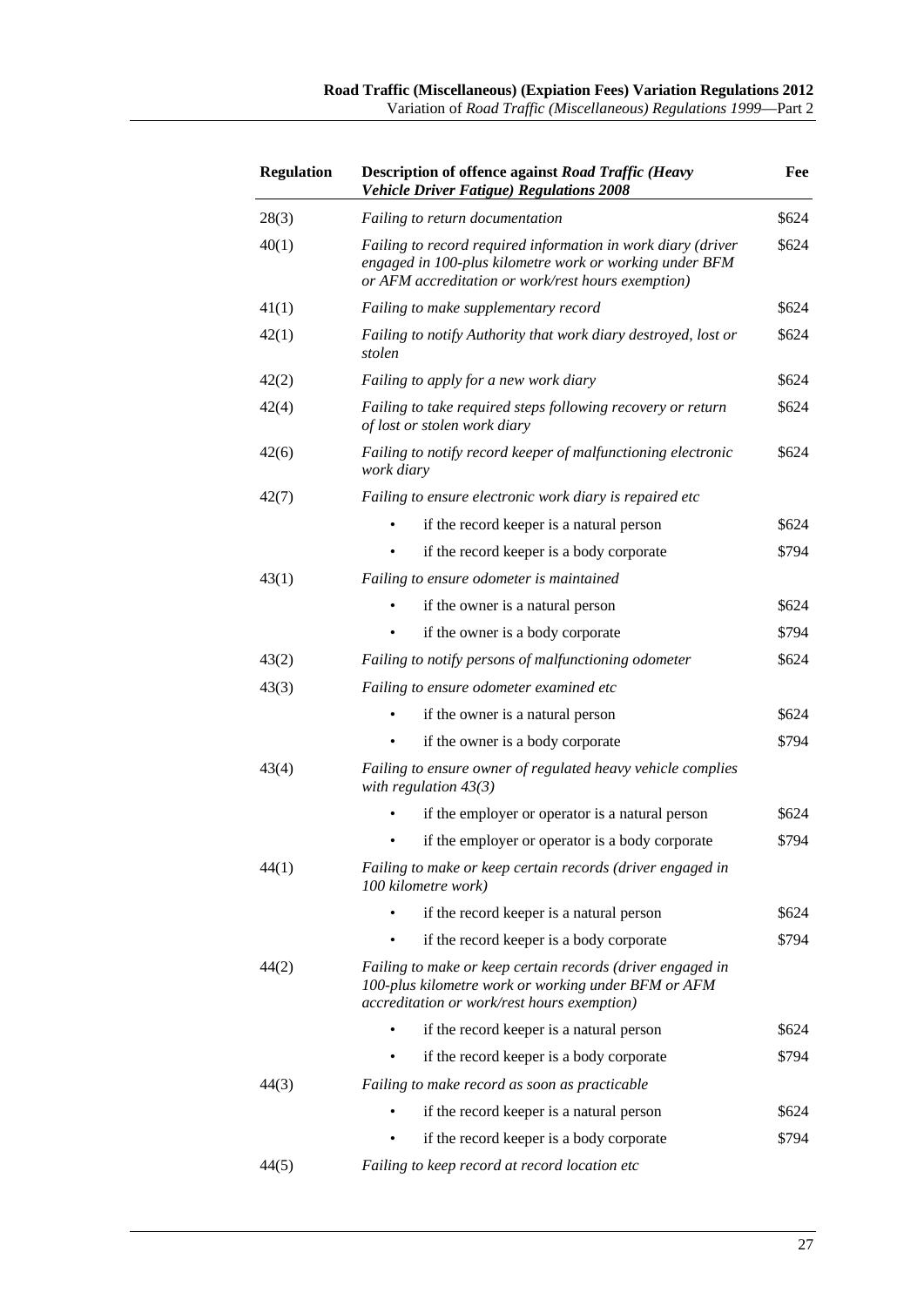| Regulation | Description of offence against *Road Traffic (Heavy Vehicle Driver Fatigue) Regulations 2008* | Fee |
|---|---|---|
| 28(3) | *Failing to return documentation* | $624 |
| 40(1) | *Failing to record required information in work diary (driver engaged in 100-plus kilometre work or working under BFM or AFM accreditation or work/rest hours exemption)* | $624 |
| 41(1) | *Failing to make supplementary record* | $624 |
| 42(1) | *Failing to notify Authority that work diary destroyed, lost or stolen* | $624 |
| 42(2) | *Failing to apply for a new work diary* | $624 |
| 42(4) | *Failing to take required steps following recovery or return of lost or stolen work diary* | $624 |
| 42(6) | *Failing to notify record keeper of malfunctioning electronic work diary* | $624 |
| 42(7) | *Failing to ensure electronic work diary is repaired etc* | |
| | • if the record keeper is a natural person | $624 |
| | • if the record keeper is a body corporate | $794 |
| 43(1) | *Failing to ensure odometer is maintained* | |
| | • if the owner is a natural person | $624 |
| | • if the owner is a body corporate | $794 |
| 43(2) | *Failing to notify persons of malfunctioning odometer* | $624 |
| 43(3) | *Failing to ensure odometer examined etc* | |
| | • if the owner is a natural person | $624 |
| | • if the owner is a body corporate | $794 |
| 43(4) | *Failing to ensure owner of regulated heavy vehicle complies with regulation 43(3)* | |
| | • if the employer or operator is a natural person | $624 |
| | • if the employer or operator is a body corporate | $794 |
| 44(1) | *Failing to make or keep certain records (driver engaged in 100 kilometre work)* | |
| | • if the record keeper is a natural person | $624 |
| | • if the record keeper is a body corporate | $794 |
| 44(2) | *Failing to make or keep certain records (driver engaged in 100-plus kilometre work or working under BFM or AFM accreditation or work/rest hours exemption)* | |
| | • if the record keeper is a natural person | $624 |
| | • if the record keeper is a body corporate | $794 |
| 44(3) | *Failing to make record as soon as practicable* | |
| | • if the record keeper is a natural person | $624 |
| | • if the record keeper is a body corporate | $794 |
| 44(5) | *Failing to keep record at record location etc* | |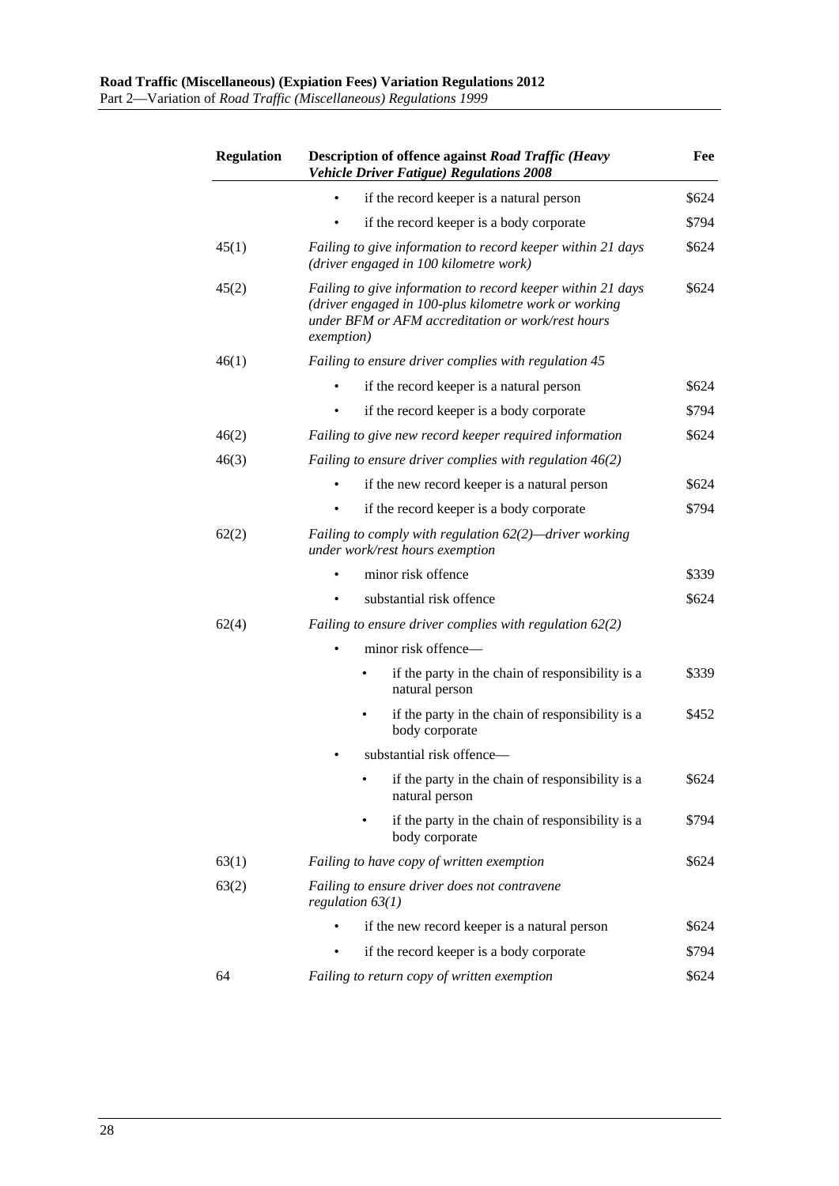| Regulation | Description of offence against *Road Traffic (Heavy Vehicle Driver Fatigue) Regulations 2008* | Fee |
|---|---|---|
| | • if the record keeper is a natural person | $624 |
| | • if the record keeper is a body corporate | $794 |
| 45(1) | *Failing to give information to record keeper within 21 days (driver engaged in 100 kilometre work)* | $624 |
| 45(2) | *Failing to give information to record keeper within 21 days (driver engaged in 100-plus kilometre work or working under BFM or AFM accreditation or work/rest hours exemption)* | $624 |
| 46(1) | *Failing to ensure driver complies with regulation 45* | |
| | • if the record keeper is a natural person | $624 |
| | • if the record keeper is a body corporate | $794 |
| 46(2) | *Failing to give new record keeper required information* | $624 |
| 46(3) | *Failing to ensure driver complies with regulation 46(2)* | |
| | • if the new record keeper is a natural person | $624 |
| | • if the record keeper is a body corporate | $794 |
| 62(2) | *Failing to comply with regulation 62(2)—driver working under work/rest hours exemption* | |
| | • minor risk offence | $339 |
| | • substantial risk offence | $624 |
| 62(4) | *Failing to ensure driver complies with regulation 62(2)* | |
| | • minor risk offence— | |
| | • if the party in the chain of responsibility is a natural person | $339 |
| | • if the party in the chain of responsibility is a body corporate | $452 |
| | • substantial risk offence— | |
| | • if the party in the chain of responsibility is a natural person | $624 |
| | • if the party in the chain of responsibility is a body corporate | $794 |
| 63(1) | *Failing to have copy of written exemption* | $624 |
| 63(2) | *Failing to ensure driver does not contravene regulation 63(1)* | |
| | • if the new record keeper is a natural person | $624 |
| | • if the record keeper is a body corporate | $794 |
| 64 | *Failing to return copy of written exemption* | $624 |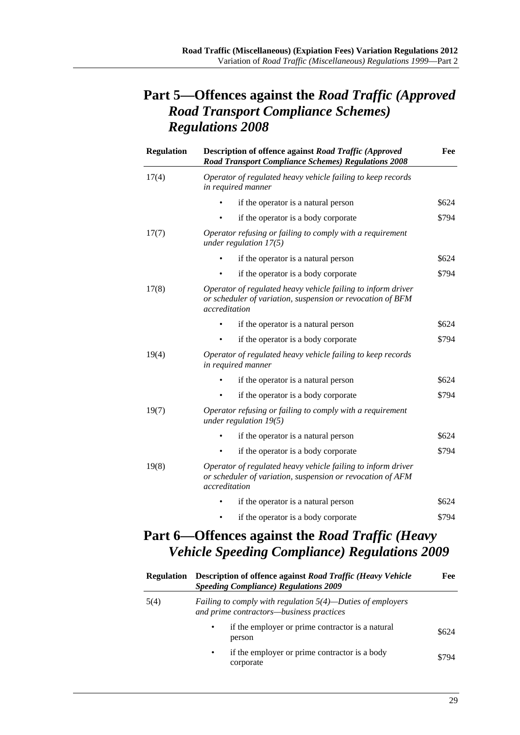## Part 5—Offences against the *Road Traffic (Approved Road Transport Compliance Schemes) Regulations 2008*

| Regulation | Description of offence against *Road Traffic (Approved Road Transport Compliance Schemes) Regulations 2008* | Fee |
|---|---|---|
| 17(4) | *Operator of regulated heavy vehicle failing to keep records in required manner* | |
| | • if the operator is a natural person | $624 |
| | • if the operator is a body corporate | $794 |
| 17(7) | *Operator refusing or failing to comply with a requirement under regulation 17(5)* | |
| | • if the operator is a natural person | $624 |
| | • if the operator is a body corporate | $794 |
| 17(8) | *Operator of regulated heavy vehicle failing to inform driver or scheduler of variation, suspension or revocation of BFM accreditation* | |
| | • if the operator is a natural person | $624 |
| | • if the operator is a body corporate | $794 |
| 19(4) | *Operator of regulated heavy vehicle failing to keep records in required manner* | |
| | • if the operator is a natural person | $624 |
| | • if the operator is a body corporate | $794 |
| 19(7) | *Operator refusing or failing to comply with a requirement under regulation 19(5)* | |
| | • if the operator is a natural person | $624 |
| | • if the operator is a body corporate | $794 |
| 19(8) | *Operator of regulated heavy vehicle failing to inform driver or scheduler of variation, suspension or revocation of AFM accreditation* | |
| | • if the operator is a natural person | $624 |
| | • if the operator is a body corporate | $794 |

## Part 6—Offences against the *Road Traffic (Heavy Vehicle Speeding Compliance) Regulations 2009*

| Regulation | Description of offence against *Road Traffic (Heavy Vehicle Speeding Compliance) Regulations 2009* | Fee |
|---|---|---|
| 5(4) | *Failing to comply with regulation 5(4)—Duties of employers and prime contractors—business practices* | |
| | • if the employer or prime contractor is a natural person | $624 |
| | • if the employer or prime contractor is a body corporate | $794 |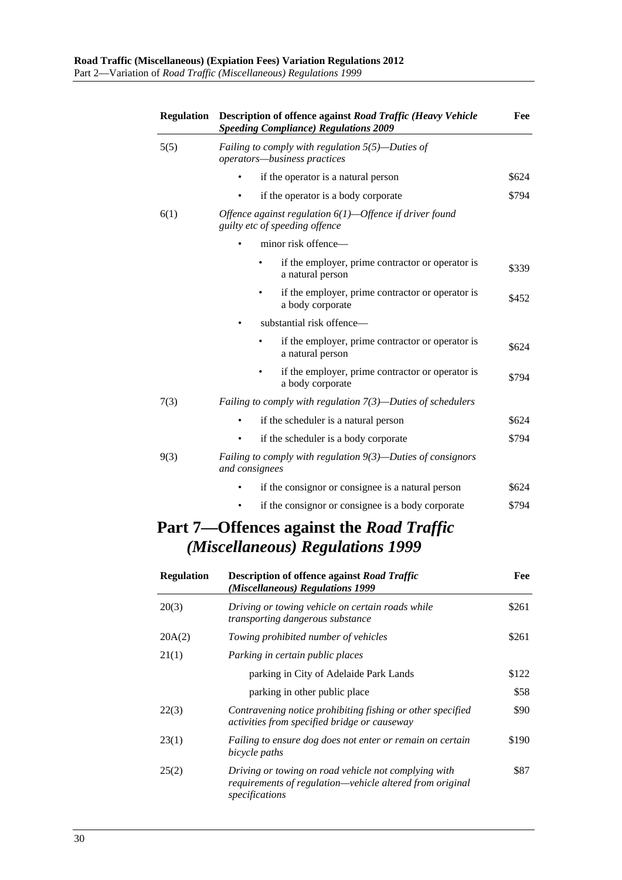| Regulation | Description of offence against *Road Traffic (Heavy Vehicle Speeding Compliance) Regulations 2009* | Fee |
|---|---|---|
| 5(5) | *Failing to comply with regulation 5(5)—Duties of operators—business practices* | |
| | • if the operator is a natural person | \$624 |
| | • if the operator is a body corporate | \$794 |
| 6(1) | *Offence against regulation 6(1)—Offence if driver found guilty etc of speeding offence* | |
| | • minor risk offence— | |
| | • if the employer, prime contractor or operator is a natural person | \$339 |
| | • if the employer, prime contractor or operator is a body corporate | \$452 |
| | • substantial risk offence— | |
| | • if the employer, prime contractor or operator is a natural person | \$624 |
| | • if the employer, prime contractor or operator is a body corporate | \$794 |
| 7(3) | *Failing to comply with regulation 7(3)—Duties of schedulers* | |
| | • if the scheduler is a natural person | \$624 |
| | • if the scheduler is a body corporate | \$794 |
| 9(3) | *Failing to comply with regulation 9(3)—Duties of consignors and consignees* | |
| | • if the consignor or consignee is a natural person | \$624 |
| | • if the consignor or consignee is a body corporate | \$794 |

## Part 7—Offences against the *Road Traffic (Miscellaneous) Regulations 1999*

| Regulation | Description of offence against *Road Traffic (Miscellaneous) Regulations 1999* | Fee |
|---|---|---|
| 20(3) | *Driving or towing vehicle on certain roads while transporting dangerous substance* | \$261 |
| 20A(2) | *Towing prohibited number of vehicles* | \$261 |
| 21(1) | *Parking in certain public places* | |
| | parking in City of Adelaide Park Lands | \$122 |
| | parking in other public place | \$58 |
| 22(3) | *Contravening notice prohibiting fishing or other specified activities from specified bridge or causeway* | \$90 |
| 23(1) | *Failing to ensure dog does not enter or remain on certain bicycle paths* | \$190 |
| 25(2) | *Driving or towing on road vehicle not complying with requirements of regulation—vehicle altered from original specifications* | \$87 |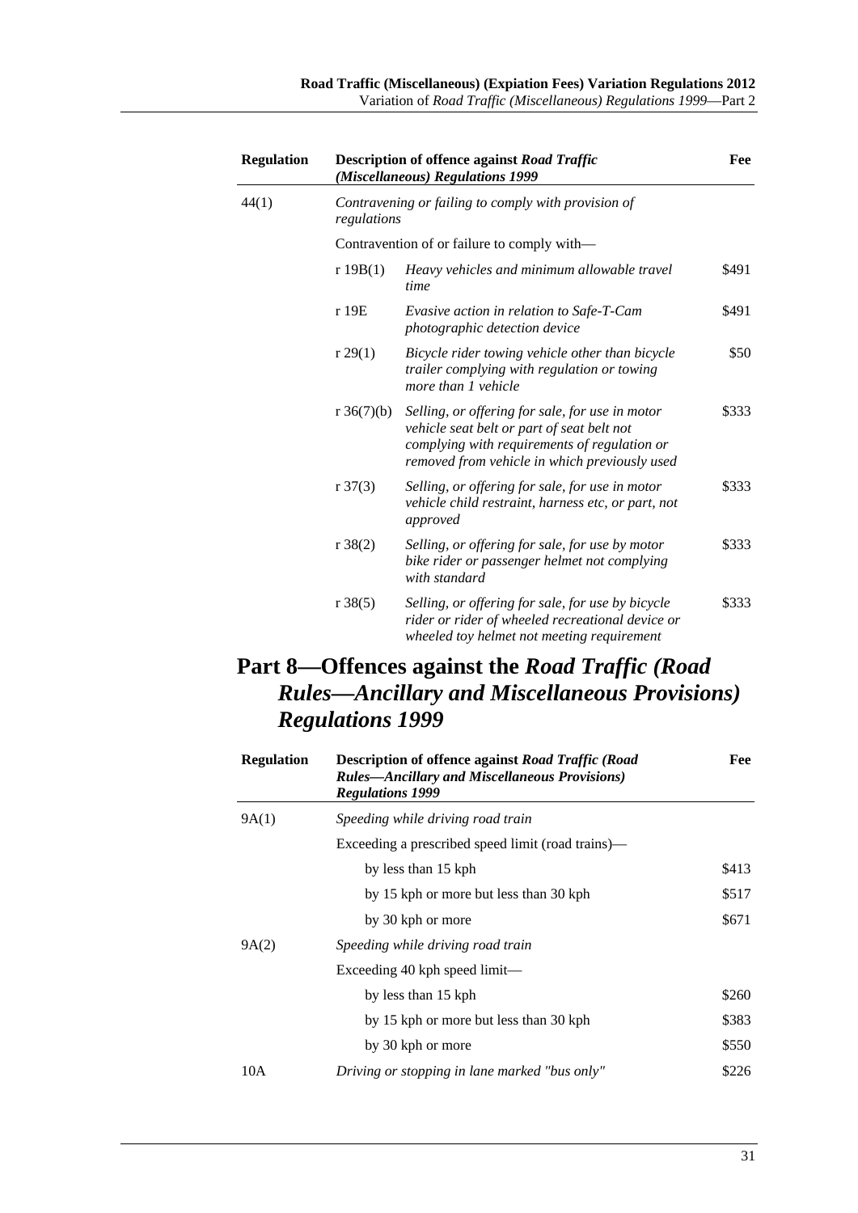| Regulation | Description of offence against *Road Traffic (Miscellaneous) Regulations 1999* | | Fee |
|---|---|---|---|
| 44(1) | *Contravening or failing to comply with provision of regulations* | | |
| | Contravention of or failure to comply with— | | |
| | r 19B(1) | *Heavy vehicles and minimum allowable travel time* | $491 |
| | r 19E | *Evasive action in relation to Safe-T-Cam photographic detection device* | $491 |
| | r 29(1) | *Bicycle rider towing vehicle other than bicycle trailer complying with regulation or towing more than 1 vehicle* | $50 |
| | r 36(7)(b) | *Selling, or offering for sale, for use in motor vehicle seat belt or part of seat belt not complying with requirements of regulation or removed from vehicle in which previously used* | $333 |
| | r 37(3) | *Selling, or offering for sale, for use in motor vehicle child restraint, harness etc, or part, not approved* | $333 |
| | r 38(2) | *Selling, or offering for sale, for use by motor bike rider or passenger helmet not complying with standard* | $333 |
| | r 38(5) | *Selling, or offering for sale, for use by bicycle rider or rider of wheeled recreational device or wheeled toy helmet not meeting requirement* | $333 |

## Part 8—Offences against the *Road Traffic (Road Rules—Ancillary and Miscellaneous Provisions) Regulations 1999*

| Regulation | Description of offence against *Road Traffic (Road Rules—Ancillary and Miscellaneous Provisions) Regulations 1999* | Fee |
|---|---|---|
| 9A(1) | *Speeding while driving road train* | |
| | Exceeding a prescribed speed limit (road trains)— | |
| | by less than 15 kph | $413 |
| | by 15 kph or more but less than 30 kph | $517 |
| | by 30 kph or more | $671 |
| 9A(2) | *Speeding while driving road train* | |
| | Exceeding 40 kph speed limit— | |
| | by less than 15 kph | $260 |
| | by 15 kph or more but less than 30 kph | $383 |
| | by 30 kph or more | $550 |
| 10A | *Driving or stopping in lane marked "bus only"* | $226 |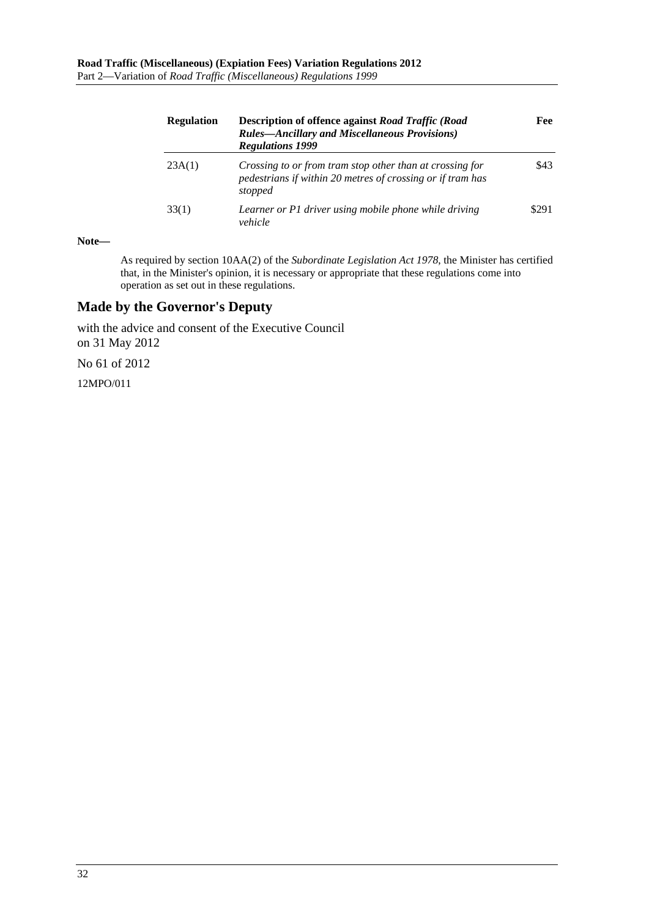| Regulation | Description of offence against *Road Traffic (Road Rules—Ancillary and Miscellaneous Provisions) Regulations 1999* | Fee |
|---|---|---|
| 23A(1) | *Crossing to or from tram stop other than at crossing for pedestrians if within 20 metres of crossing or if tram has stopped* | $43 |
| 33(1) | *Learner or P1 driver using mobile phone while driving vehicle* | $291 |

**Note—**

As required by section 10AA(2) of the *Subordinate Legislation Act 1978*, the Minister has certified that, in the Minister's opinion, it is necessary or appropriate that these regulations come into operation as set out in these regulations.

## Made by the Governor's Deputy

with the advice and consent of the Executive Council on 31 May 2012

No 61 of 2012

12MPO/011